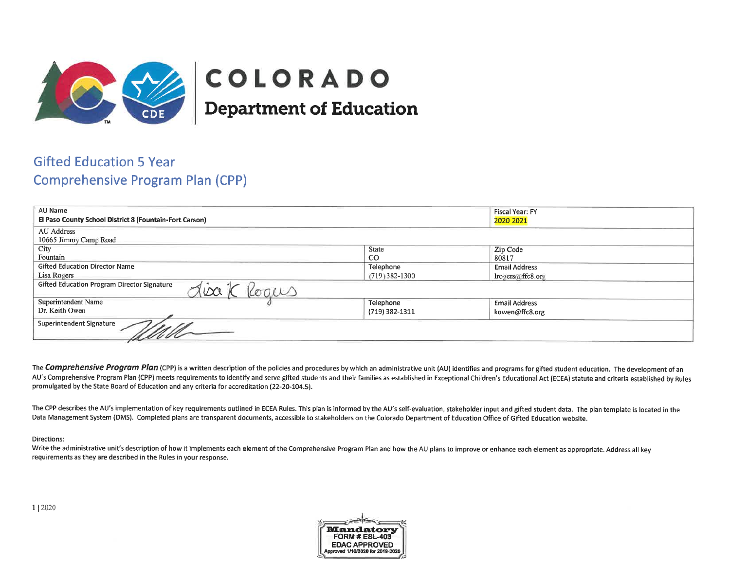# COLORADO
## Department of Education

## Gifted Education 5 Year Comprehensive Program Plan (CPP)

| AU Name<br>**El Paso County School District 8 (Fountain-Fort Carson)** | | Fiscal Year: FY<br>2020-2021 |
|---|---|---|
| AU Address<br>10665 Jimmy Camp Road | | |
| City<br>Fountain | State<br>CO | Zip Code<br>80817 |
| Gifted Education Director Name<br>Lisa Rogers | Telephone<br>(719) 382-1300 | Email Address<br>lrogers@ffc8.org |
| Gifted Education Program Director Signature | | |
| Superintendent Name<br>Dr. Keith Owen | Telephone<br>(719) 382-1311 | Email Address<br>kowen@ffc8.org |
| Superintendent Signature | | |

The ***Comprehensive Program Plan*** (CPP) is a written description of the policies and procedures by which an administrative unit (AU) identifies and programs for gifted student education. The development of an AU's Comprehensive Program Plan (CPP) meets requirements to identify and serve gifted students and their families as established in Exceptional Children's Educational Act (ECEA) statute and criteria established by Rules promulgated by the State Board of Education and any criteria for accreditation (22-20-104.5).

The CPP describes the AU's implementation of key requirements outlined in ECEA Rules. This plan is informed by the AU's self-evaluation, stakeholder input and gifted student data. The plan template is located in the Data Management System (DMS). Completed plans are transparent documents, accessible to stakeholders on the Colorado Department of Education Office of Gifted Education website.

Directions:
Write the administrative unit's description of how it implements each element of the Comprehensive Program Plan and how the AU plans to improve or enhance each element as appropriate. Address all key requirements as they are described in the Rules in your response.

Mandatory FORM # ESL-403 EDAC APPROVED Approved 1/10/2020 for 2019-2020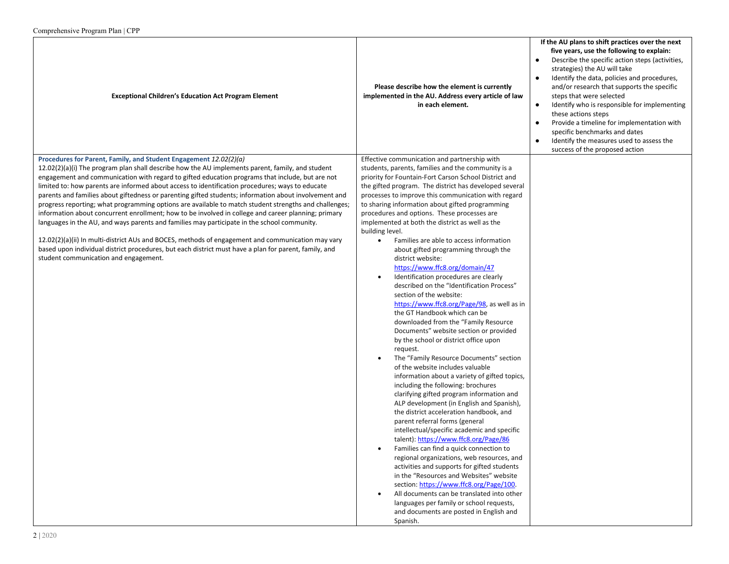| Exceptional Children's Education Act Program Element | Please describe how the element is currently implemented in the AU. Address every article of law in each element. | If the AU plans to shift practices over the next five years, use the following to explain:<br>• Describe the specific action steps (activities, strategies) the AU will take<br>• Identify the data, policies and procedures, and/or research that supports the specific steps that were selected<br>• Identify who is responsible for implementing these actions steps<br>• Provide a timeline for implementation with specific benchmarks and dates<br>• Identify the measures used to assess the success of the proposed action |
|---|---|---|
| **Procedures for Parent, Family, and Student Engagement** *12.02(2)(a)*<br>12.02(2)(a)(i) The program plan shall describe how the AU implements parent, family, and student engagement and communication with regard to gifted education programs that include, but are not limited to: how parents are informed about access to identification procedures; ways to educate parents and families about giftedness or parenting gifted students; information about involvement and progress reporting; what programming options are available to match student strengths and challenges; information about concurrent enrollment; how to be involved in college and career planning; primary languages in the AU, and ways parents and families may participate in the school community.<br><br>12.02(2)(a)(ii) In multi-district AUs and BOCES, methods of engagement and communication may vary based upon individual district procedures, but each district must have a plan for parent, family, and student communication and engagement. | Effective communication and partnership with students, parents, families and the community is a priority for Fountain-Fort Carson School District and the gifted program. The district has developed several processes to improve this communication with regard to sharing information about gifted programming procedures and options. These processes are implemented at both the district as well as the building level.<br>• Families are able to access information about gifted programming through the district website: https://www.ffc8.org/domain/47<br>• Identification procedures are clearly described on the "Identification Process" section of the website: https://www.ffc8.org/Page/98, as well as in the GT Handbook which can be downloaded from the "Family Resource Documents" website section or provided by the school or district office upon request.<br>• The "Family Resource Documents" section of the website includes valuable information about a variety of gifted topics, including the following: brochures clarifying gifted program information and ALP development (in English and Spanish), the district acceleration handbook, and parent referral forms (general intellectual/specific academic and specific talent): https://www.ffc8.org/Page/86<br>• Families can find a quick connection to regional organizations, web resources, and activities and supports for gifted students in the "Resources and Websites" website section: https://www.ffc8.org/Page/100.<br>• All documents can be translated into other languages per family or school requests, and documents are posted in English and Spanish. | |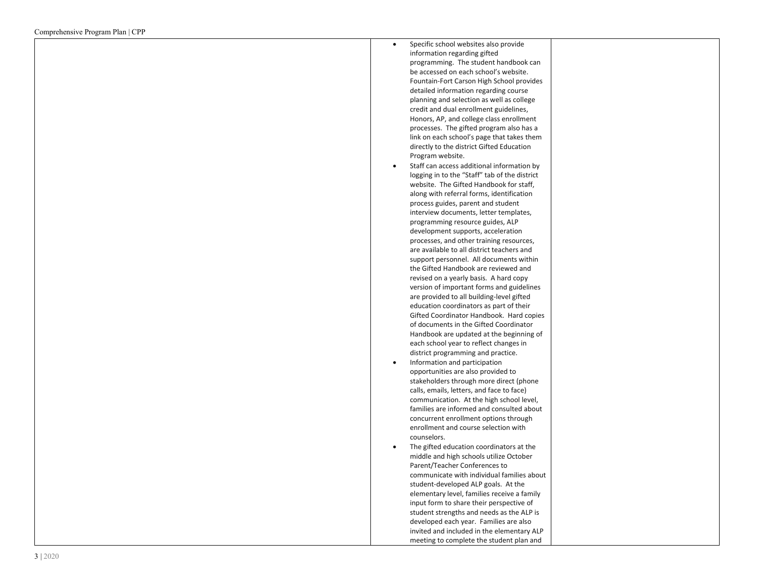| | | |
|---|---|---|
| | • Specific school websites also provide information regarding gifted programming. The student handbook can be accessed on each school's website. Fountain-Fort Carson High School provides detailed information regarding course planning and selection as well as college credit and dual enrollment guidelines, Honors, AP, and college class enrollment processes. The gifted program also has a link on each school's page that takes them directly to the district Gifted Education Program website.<br>• Staff can access additional information by logging in to the "Staff" tab of the district website. The Gifted Handbook for staff, along with referral forms, identification process guides, parent and student interview documents, letter templates, programming resource guides, ALP development supports, acceleration processes, and other training resources, are available to all district teachers and support personnel. All documents within the Gifted Handbook are reviewed and revised on a yearly basis. A hard copy version of important forms and guidelines are provided to all building-level gifted education coordinators as part of their Gifted Coordinator Handbook. Hard copies of documents in the Gifted Coordinator Handbook are updated at the beginning of each school year to reflect changes in district programming and practice.<br>• Information and participation opportunities are also provided to stakeholders through more direct (phone calls, emails, letters, and face to face) communication. At the high school level, families are informed and consulted about concurrent enrollment options through enrollment and course selection with counselors.<br>• The gifted education coordinators at the middle and high schools utilize October Parent/Teacher Conferences to communicate with individual families about student-developed ALP goals. At the elementary level, families receive a family input form to share their perspective of student strengths and needs as the ALP is developed each year. Families are also invited and included in the elementary ALP meeting to complete the student plan and | |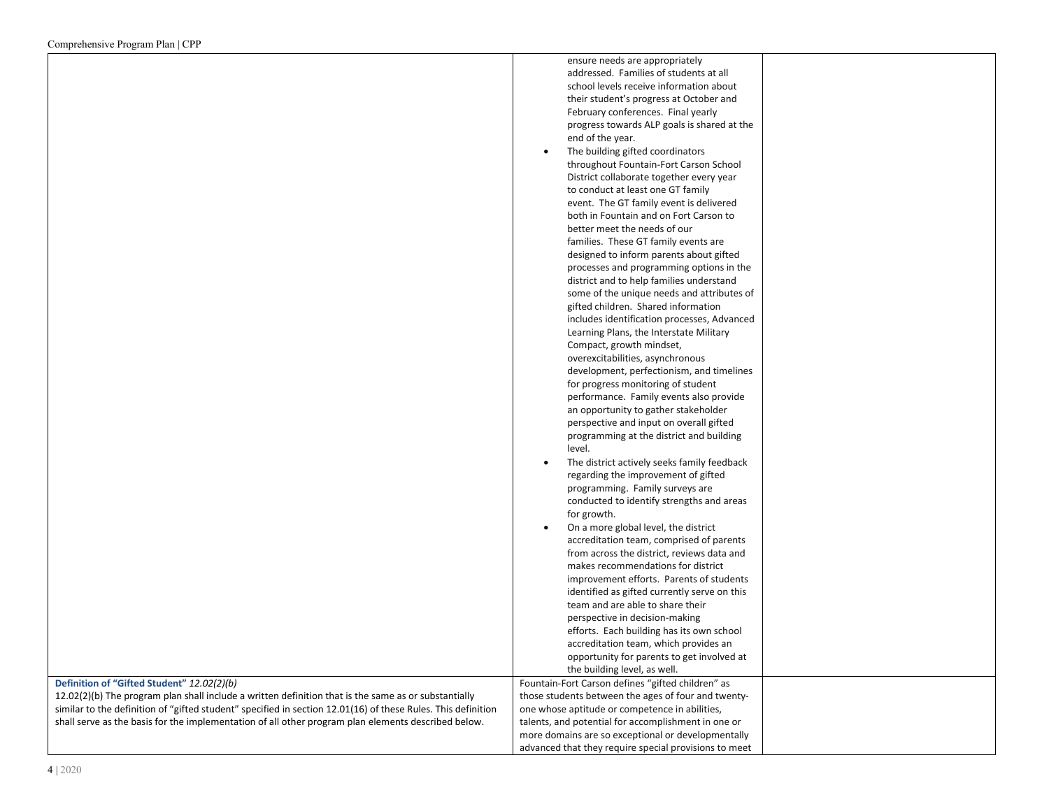| | | |
|---|---|---|
| | ensure needs are appropriately addressed. Families of students at all school levels receive information about their student's progress at October and February conferences. Final yearly progress towards ALP goals is shared at the end of the year.<br>• The building gifted coordinators throughout Fountain-Fort Carson School District collaborate together every year to conduct at least one GT family event. The GT family event is delivered both in Fountain and on Fort Carson to better meet the needs of our families. These GT family events are designed to inform parents about gifted processes and programming options in the district and to help families understand some of the unique needs and attributes of gifted children. Shared information includes identification processes, Advanced Learning Plans, the Interstate Military Compact, growth mindset, overexcitabilities, asynchronous development, perfectionism, and timelines for progress monitoring of student performance. Family events also provide an opportunity to gather stakeholder perspective and input on overall gifted programming at the district and building level.<br>• The district actively seeks family feedback regarding the improvement of gifted programming. Family surveys are conducted to identify strengths and areas for growth.<br>• On a more global level, the district accreditation team, comprised of parents from across the district, reviews data and makes recommendations for district improvement efforts. Parents of students identified as gifted currently serve on this team and are able to share their perspective in decision-making efforts. Each building has its own school accreditation team, which provides an opportunity for parents to get involved at the building level, as well. | |
| **Definition of "Gifted Student"** *12.02(2)(b)*<br>12.02(2)(b) The program plan shall include a written definition that is the same as or substantially similar to the definition of "gifted student" specified in section 12.01(16) of these Rules. This definition shall serve as the basis for the implementation of all other program plan elements described below. | Fountain-Fort Carson defines "gifted children" as those students between the ages of four and twenty-one whose aptitude or competence in abilities, talents, and potential for accomplishment in one or more domains are so exceptional or developmentally advanced that they require special provisions to meet | |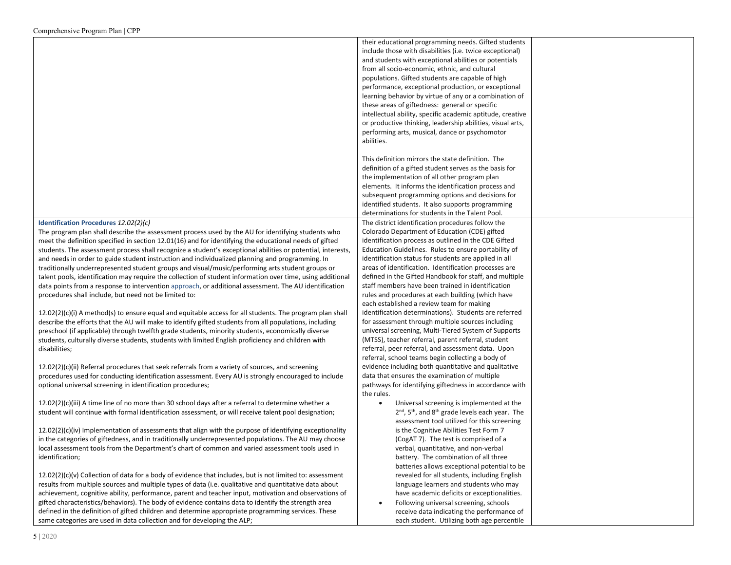| | | |
|---|---|---|
| | their educational programming needs. Gifted students include those with disabilities (i.e. twice exceptional) and students with exceptional abilities or potentials from all socio-economic, ethnic, and cultural populations. Gifted students are capable of high performance, exceptional production, or exceptional learning behavior by virtue of any or a combination of these areas of giftedness: general or specific intellectual ability, specific academic aptitude, creative or productive thinking, leadership abilities, visual arts, performing arts, musical, dance or psychomotor abilities.<br><br>This definition mirrors the state definition. The definition of a gifted student serves as the basis for the implementation of all other program plan elements. It informs the identification process and subsequent programming options and decisions for identified students. It also supports programming determinations for students in the Talent Pool. | |
| **Identification Procedures** *12.02(2)(c)*<br>The program plan shall describe the assessment process used by the AU for identifying students who meet the definition specified in section 12.01(16) and for identifying the educational needs of gifted students. The assessment process shall recognize a student's exceptional abilities or potential, interests, and needs in order to guide student instruction and individualized planning and programming. In traditionally underrepresented student groups and visual/music/performing arts student groups or talent pools, identification may require the collection of student information over time, using additional data points from a response to intervention approach, or additional assessment. The AU identification procedures shall include, but need not be limited to:<br><br>12.02(2)(c)(i) A method(s) to ensure equal and equitable access for all students. The program plan shall describe the efforts that the AU will make to identify gifted students from all populations, including preschool (if applicable) through twelfth grade students, minority students, economically diverse students, culturally diverse students, students with limited English proficiency and children with disabilities;<br><br>12.02(2)(c)(ii) Referral procedures that seek referrals from a variety of sources, and screening procedures used for conducting identification assessment. Every AU is strongly encouraged to include optional universal screening in identification procedures;<br><br>12.02(2)(c)(iii) A time line of no more than 30 school days after a referral to determine whether a student will continue with formal identification assessment, or will receive talent pool designation;<br><br>12.02(2)(c)(iv) Implementation of assessments that align with the purpose of identifying exceptionality in the categories of giftedness, and in traditionally underrepresented populations. The AU may choose local assessment tools from the Department's chart of common and varied assessment tools used in identification;<br><br>12.02(2)(c)(v) Collection of data for a body of evidence that includes, but is not limited to: assessment results from multiple sources and multiple types of data (i.e. qualitative and quantitative data about achievement, cognitive ability, performance, parent and teacher input, motivation and observations of gifted characteristics/behaviors). The body of evidence contains data to identify the strength area defined in the definition of gifted children and determine appropriate programming services. These same categories are used in data collection and for developing the ALP; | The district identification procedures follow the Colorado Department of Education (CDE) gifted identification process as outlined in the CDE Gifted Education Guidelines. Rules to ensure portability of identification status for students are applied in all areas of identification. Identification processes are defined in the Gifted Handbook for staff, and multiple staff members have been trained in identification rules and procedures at each building (which have each established a review team for making identification determinations). Students are referred for assessment through multiple sources including universal screening, Multi-Tiered System of Supports (MTSS), teacher referral, parent referral, student referral, peer referral, and assessment data. Upon referral, school teams begin collecting a body of evidence including both quantitative and qualitative data that ensures the examination of multiple pathways for identifying giftedness in accordance with the rules.<br>• Universal screening is implemented at the 2nd, 5th, and 8th grade levels each year. The assessment tool utilized for this screening is the Cognitive Abilities Test Form 7 (CogAT 7). The test is comprised of a verbal, quantitative, and non-verbal battery. The combination of all three batteries allows exceptional potential to be revealed for all students, including English language learners and students who may have academic deficits or exceptionalities.<br>• Following universal screening, schools receive data indicating the performance of each student. Utilizing both age percentile | |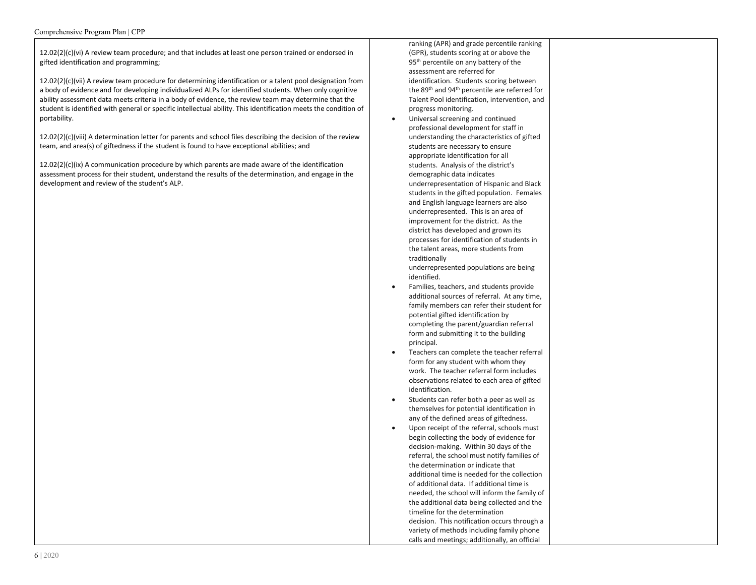| | | |
|---|---|---|
| 12.02(2)(c)(vi) A review team procedure; and that includes at least one person trained or endorsed in gifted identification and programming;<br><br>12.02(2)(c)(vii) A review team procedure for determining identification or a talent pool designation from a body of evidence and for developing individualized ALPs for identified students. When only cognitive ability assessment data meets criteria in a body of evidence, the review team may determine that the student is identified with general or specific intellectual ability. This identification meets the condition of portability.<br><br>12.02(2)(c)(viii) A determination letter for parents and school files describing the decision of the review team, and area(s) of giftedness if the student is found to have exceptional abilities; and<br><br>12.02(2)(c)(ix) A communication procedure by which parents are made aware of the identification assessment process for their student, understand the results of the determination, and engage in the development and review of the student's ALP. | ranking (APR) and grade percentile ranking (GPR), students scoring at or above the 95th percentile on any battery of the assessment are referred for identification. Students scoring between the 89th and 94th percentile are referred for Talent Pool identification, intervention, and progress monitoring.<br>• Universal screening and continued professional development for staff in understanding the characteristics of gifted students are necessary to ensure appropriate identification for all students. Analysis of the district's demographic data indicates underrepresentation of Hispanic and Black students in the gifted population. Females and English language learners are also underrepresented. This is an area of improvement for the district. As the district has developed and grown its processes for identification of students in the talent areas, more students from traditionally underrepresented populations are being identified.<br>• Families, teachers, and students provide additional sources of referral. At any time, family members can refer their student for potential gifted identification by completing the parent/guardian referral form and submitting it to the building principal.<br>• Teachers can complete the teacher referral form for any student with whom they work. The teacher referral form includes observations related to each area of gifted identification.<br>• Students can refer both a peer as well as themselves for potential identification in any of the defined areas of giftedness.<br>• Upon receipt of the referral, schools must begin collecting the body of evidence for decision-making. Within 30 days of the referral, the school must notify families of the determination or indicate that additional time is needed for the collection of additional data. If additional time is needed, the school will inform the family of the additional data being collected and the timeline for the determination decision. This notification occurs through a variety of methods including family phone calls and meetings; additionally, an official | |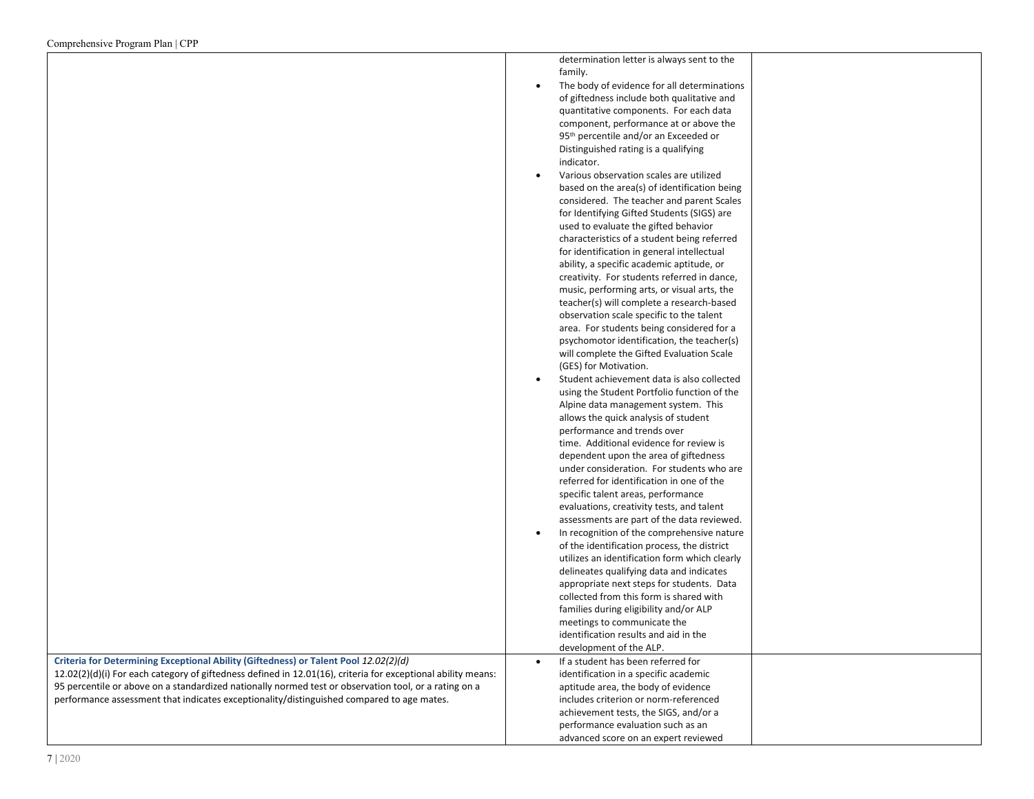| | | |
|---|---|---|
| | determination letter is always sent to the family.<br>• The body of evidence for all determinations of giftedness include both qualitative and quantitative components. For each data component, performance at or above the 95th percentile and/or an Exceeded or Distinguished rating is a qualifying indicator.<br>• Various observation scales are utilized based on the area(s) of identification being considered. The teacher and parent Scales for Identifying Gifted Students (SIGS) are used to evaluate the gifted behavior characteristics of a student being referred for identification in general intellectual ability, a specific academic aptitude, or creativity. For students referred in dance, music, performing arts, or visual arts, the teacher(s) will complete a research-based observation scale specific to the talent area. For students being considered for a psychomotor identification, the teacher(s) will complete the Gifted Evaluation Scale (GES) for Motivation.<br>• Student achievement data is also collected using the Student Portfolio function of the Alpine data management system. This allows the quick analysis of student performance and trends over time. Additional evidence for review is dependent upon the area of giftedness under consideration. For students who are referred for identification in one of the specific talent areas, performance evaluations, creativity tests, and talent assessments are part of the data reviewed.<br>• In recognition of the comprehensive nature of the identification process, the district utilizes an identification form which clearly delineates qualifying data and indicates appropriate next steps for students. Data collected from this form is shared with families during eligibility and/or ALP meetings to communicate the identification results and aid in the development of the ALP. | |
| **Criteria for Determining Exceptional Ability (Giftedness) or Talent Pool** *12.02(2)(d)*<br>12.02(2)(d)(i) For each category of giftedness defined in 12.01(16), criteria for exceptional ability means: 95 percentile or above on a standardized nationally normed test or observation tool, or a rating on a performance assessment that indicates exceptionality/distinguished compared to age mates. | • If a student has been referred for identification in a specific academic aptitude area, the body of evidence includes criterion or norm-referenced achievement tests, the SIGS, and/or a performance evaluation such as an advanced score on an expert reviewed | |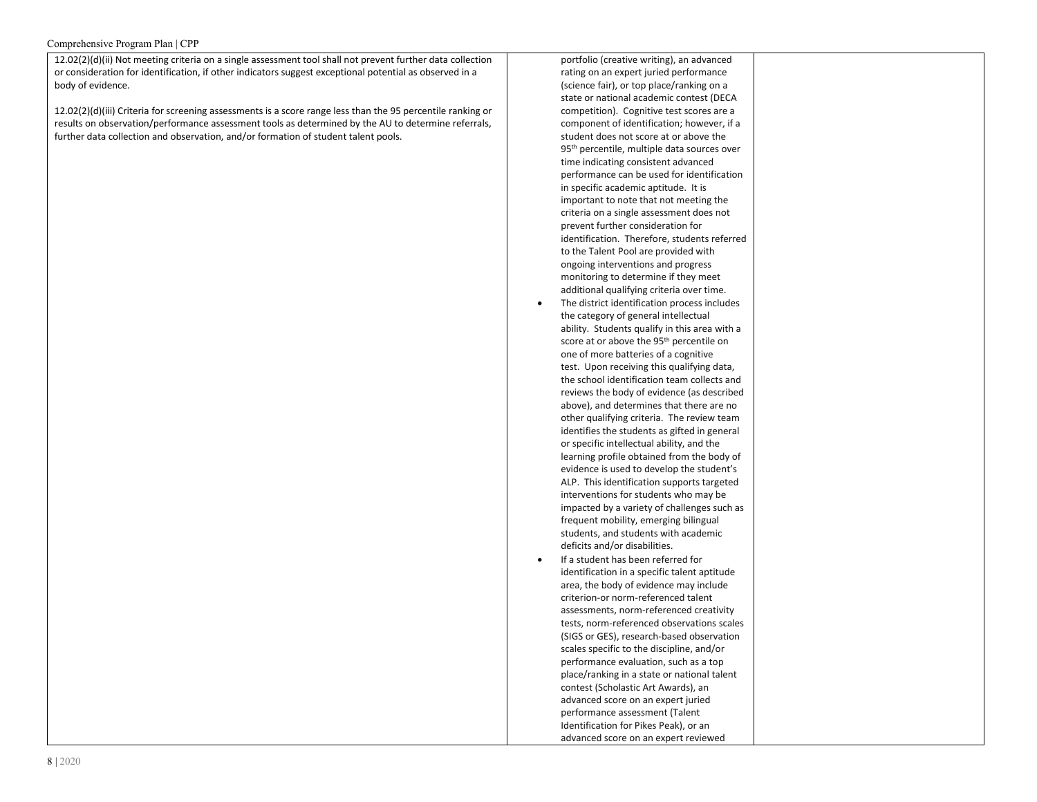| | | |
|---|---|---|
| 12.02(2)(d)(ii) Not meeting criteria on a single assessment tool shall not prevent further data collection or consideration for identification, if other indicators suggest exceptional potential as observed in a body of evidence.<br><br>12.02(2)(d)(iii) Criteria for screening assessments is a score range less than the 95 percentile ranking or results on observation/performance assessment tools as determined by the AU to determine referrals, further data collection and observation, and/or formation of student talent pools. | portfolio (creative writing), an advanced rating on an expert juried performance (science fair), or top place/ranking on a state or national academic contest (DECA competition). Cognitive test scores are a component of identification; however, if a student does not score at or above the 95th percentile, multiple data sources over time indicating consistent advanced performance can be used for identification in specific academic aptitude. It is important to note that not meeting the criteria on a single assessment does not prevent further consideration for identification. Therefore, students referred to the Talent Pool are provided with ongoing interventions and progress monitoring to determine if they meet additional qualifying criteria over time.<br>• The district identification process includes the category of general intellectual ability. Students qualify in this area with a score at or above the 95th percentile on one of more batteries of a cognitive test. Upon receiving this qualifying data, the school identification team collects and reviews the body of evidence (as described above), and determines that there are no other qualifying criteria. The review team identifies the students as gifted in general or specific intellectual ability, and the learning profile obtained from the body of evidence is used to develop the student's ALP. This identification supports targeted interventions for students who may be impacted by a variety of challenges such as frequent mobility, emerging bilingual students, and students with academic deficits and/or disabilities.<br>• If a student has been referred for identification in a specific talent aptitude area, the body of evidence may include criterion-or norm-referenced talent assessments, norm-referenced creativity tests, norm-referenced observations scales (SIGS or GES), research-based observation scales specific to the discipline, and/or performance evaluation, such as a top place/ranking in a state or national talent contest (Scholastic Art Awards), an advanced score on an expert juried performance assessment (Talent Identification for Pikes Peak), or an advanced score on an expert reviewed | |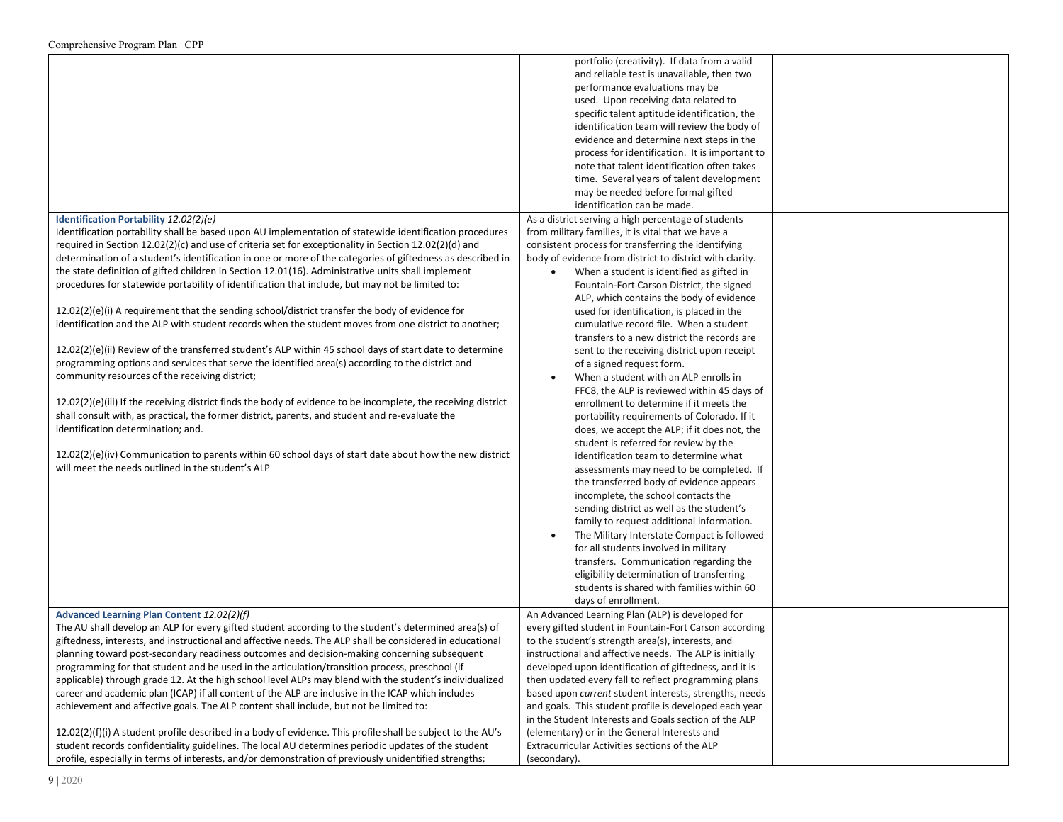| | | |
|---|---|---|
| | portfolio (creativity). If data from a valid and reliable test is unavailable, then two performance evaluations may be used. Upon receiving data related to specific talent aptitude identification, the identification team will review the body of evidence and determine next steps in the process for identification. It is important to note that talent identification often takes time. Several years of talent development may be needed before formal gifted identification can be made. | |
| **Identification Portability** *12.02(2)(e)*<br>Identification portability shall be based upon AU implementation of statewide identification procedures required in Section 12.02(2)(c) and use of criteria set for exceptionality in Section 12.02(2)(d) and determination of a student's identification in one or more of the categories of giftedness as described in the state definition of gifted children in Section 12.01(16). Administrative units shall implement procedures for statewide portability of identification that include, but may not be limited to:<br><br>12.02(2)(e)(i) A requirement that the sending school/district transfer the body of evidence for identification and the ALP with student records when the student moves from one district to another;<br><br>12.02(2)(e)(ii) Review of the transferred student's ALP within 45 school days of start date to determine programming options and services that serve the identified area(s) according to the district and community resources of the receiving district;<br><br>12.02(2)(e)(iii) If the receiving district finds the body of evidence to be incomplete, the receiving district shall consult with, as practical, the former district, parents, and student and re-evaluate the identification determination; and.<br><br>12.02(2)(e)(iv) Communication to parents within 60 school days of start date about how the new district will meet the needs outlined in the student's ALP | As a district serving a high percentage of students from military families, it is vital that we have a consistent process for transferring the identifying body of evidence from district to district with clarity.<br>• When a student is identified as gifted in Fountain-Fort Carson District, the signed ALP, which contains the body of evidence used for identification, is placed in the cumulative record file. When a student transfers to a new district the records are sent to the receiving district upon receipt of a signed request form.<br>• When a student with an ALP enrolls in FFC8, the ALP is reviewed within 45 days of enrollment to determine if it meets the portability requirements of Colorado. If it does, we accept the ALP; if it does not, the student is referred for review by the identification team to determine what assessments may need to be completed. If the transferred body of evidence appears incomplete, the school contacts the sending district as well as the student's family to request additional information.<br>• The Military Interstate Compact is followed for all students involved in military transfers. Communication regarding the eligibility determination of transferring students is shared with families within 60 days of enrollment. | |
| **Advanced Learning Plan Content** *12.02(2)(f)*<br>The AU shall develop an ALP for every gifted student according to the student's determined area(s) of giftedness, interests, and instructional and affective needs. The ALP shall be considered in educational planning toward post-secondary readiness outcomes and decision-making concerning subsequent programming for that student and be used in the articulation/transition process, preschool (if applicable) through grade 12. At the high school level ALPs may blend with the student's individualized career and academic plan (ICAP) if all content of the ALP are inclusive in the ICAP which includes achievement and affective goals. The ALP content shall include, but not be limited to:<br><br>12.02(2)(f)(i) A student profile described in a body of evidence. This profile shall be subject to the AU's student records confidentiality guidelines. The local AU determines periodic updates of the student profile, especially in terms of interests, and/or demonstration of previously unidentified strengths; | An Advanced Learning Plan (ALP) is developed for every gifted student in Fountain-Fort Carson according to the student's strength area(s), interests, and instructional and affective needs. The ALP is initially developed upon identification of giftedness, and it is then updated every fall to reflect programming plans based upon *current* student interests, strengths, needs and goals. This student profile is developed each year in the Student Interests and Goals section of the ALP (elementary) or in the General Interests and Extracurricular Activities sections of the ALP (secondary). | |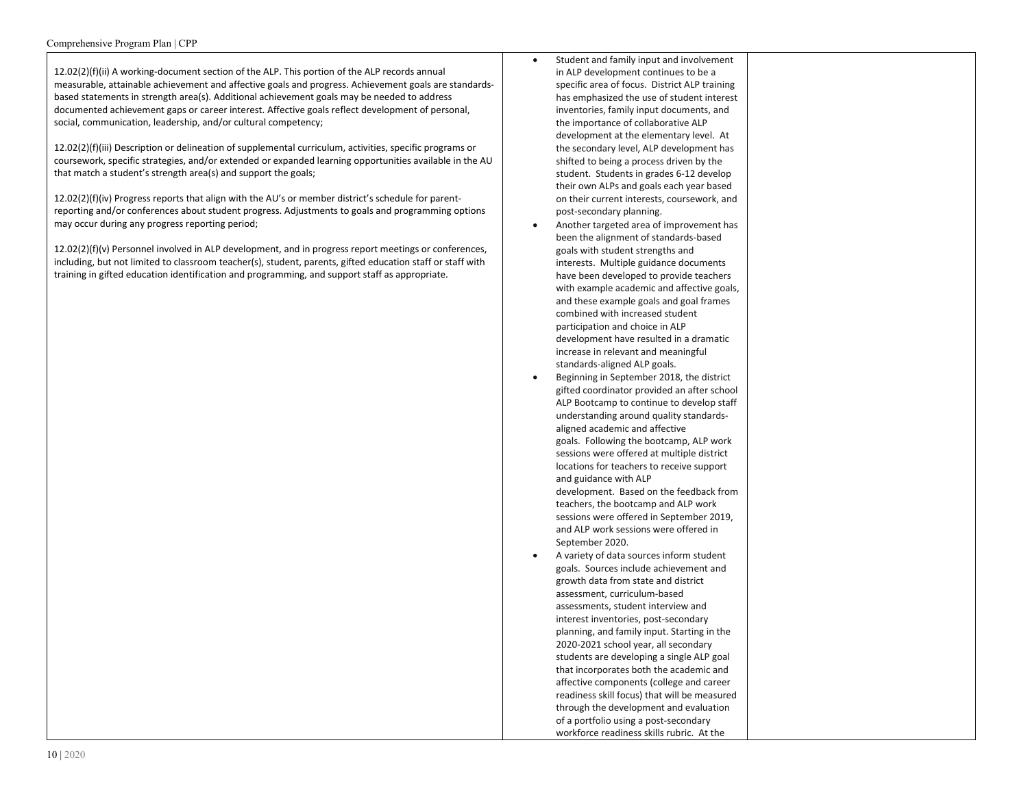| | | |
|---|---|---|
| 12.02(2)(f)(ii) A working-document section of the ALP. This portion of the ALP records annual measurable, attainable achievement and affective goals and progress. Achievement goals are standards-based statements in strength area(s). Additional achievement goals may be needed to address documented achievement gaps or career interest. Affective goals reflect development of personal, social, communication, leadership, and/or cultural competency;<br><br>12.02(2)(f)(iii) Description or delineation of supplemental curriculum, activities, specific programs or coursework, specific strategies, and/or extended or expanded learning opportunities available in the AU that match a student's strength area(s) and support the goals;<br><br>12.02(2)(f)(iv) Progress reports that align with the AU's or member district's schedule for parent-reporting and/or conferences about student progress. Adjustments to goals and programming options may occur during any progress reporting period;<br><br>12.02(2)(f)(v) Personnel involved in ALP development, and in progress report meetings or conferences, including, but not limited to classroom teacher(s), student, parents, gifted education staff or staff with training in gifted education identification and programming, and support staff as appropriate. | • Student and family input and involvement in ALP development continues to be a specific area of focus. District ALP training has emphasized the use of student interest inventories, family input documents, and the importance of collaborative ALP development at the elementary level. At the secondary level, ALP development has shifted to being a process driven by the student. Students in grades 6-12 develop their own ALPs and goals each year based on their current interests, coursework, and post-secondary planning.<br>• Another targeted area of improvement has been the alignment of standards-based goals with student strengths and interests. Multiple guidance documents have been developed to provide teachers with example academic and affective goals, and these example goals and goal frames combined with increased student participation and choice in ALP development have resulted in a dramatic increase in relevant and meaningful standards-aligned ALP goals.<br>• Beginning in September 2018, the district gifted coordinator provided an after school ALP Bootcamp to continue to develop staff understanding around quality standards-aligned academic and affective goals. Following the bootcamp, ALP work sessions were offered at multiple district locations for teachers to receive support and guidance with ALP development. Based on the feedback from teachers, the bootcamp and ALP work sessions were offered in September 2019, and ALP work sessions were offered in September 2020.<br>• A variety of data sources inform student goals. Sources include achievement and growth data from state and district assessment, curriculum-based assessments, student interview and interest inventories, post-secondary planning, and family input. Starting in the 2020-2021 school year, all secondary students are developing a single ALP goal that incorporates both the academic and affective components (college and career readiness skill focus) that will be measured through the development and evaluation of a portfolio using a post-secondary workforce readiness skills rubric. At the | |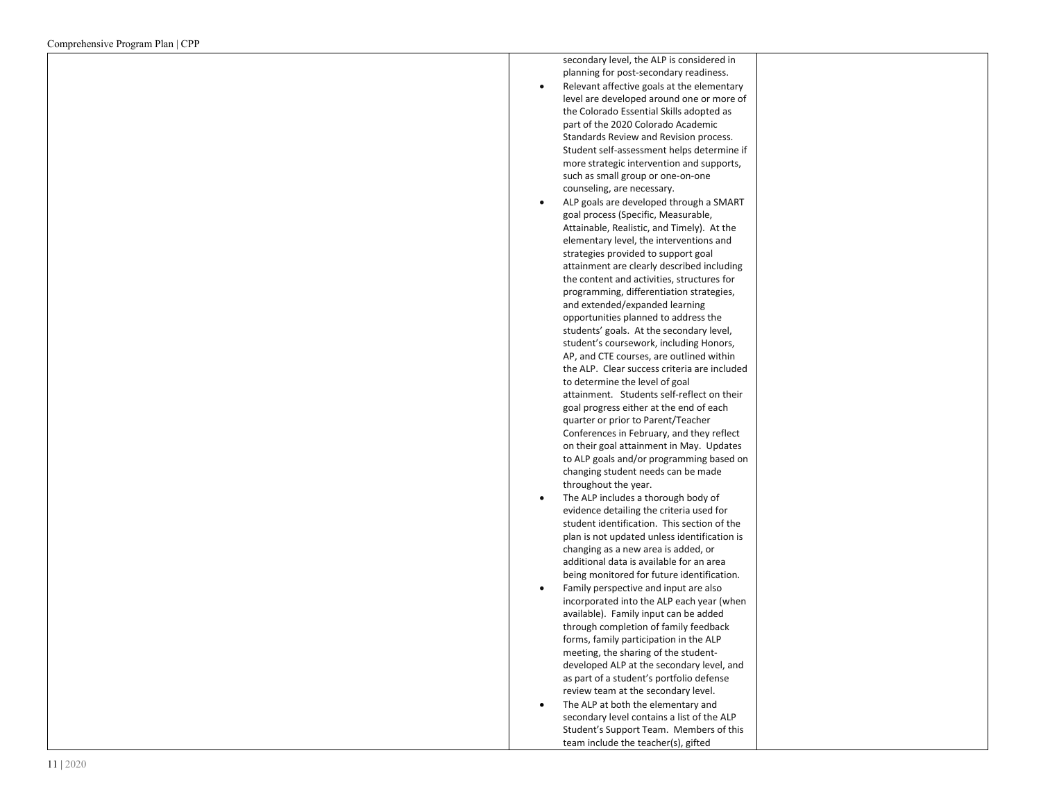| | | |
|---|---|---|
| | secondary level, the ALP is considered in planning for post-secondary readiness.<br>• Relevant affective goals at the elementary level are developed around one or more of the Colorado Essential Skills adopted as part of the 2020 Colorado Academic Standards Review and Revision process. Student self-assessment helps determine if more strategic intervention and supports, such as small group or one-on-one counseling, are necessary.<br>• ALP goals are developed through a SMART goal process (Specific, Measurable, Attainable, Realistic, and Timely). At the elementary level, the interventions and strategies provided to support goal attainment are clearly described including the content and activities, structures for programming, differentiation strategies, and extended/expanded learning opportunities planned to address the students' goals. At the secondary level, student's coursework, including Honors, AP, and CTE courses, are outlined within the ALP. Clear success criteria are included to determine the level of goal attainment. Students self-reflect on their goal progress either at the end of each quarter or prior to Parent/Teacher Conferences in February, and they reflect on their goal attainment in May. Updates to ALP goals and/or programming based on changing student needs can be made throughout the year.<br>• The ALP includes a thorough body of evidence detailing the criteria used for student identification. This section of the plan is not updated unless identification is changing as a new area is added, or additional data is available for an area being monitored for future identification.<br>• Family perspective and input are also incorporated into the ALP each year (when available). Family input can be added through completion of family feedback forms, family participation in the ALP meeting, the sharing of the student-developed ALP at the secondary level, and as part of a student's portfolio defense review team at the secondary level.<br>• The ALP at both the elementary and secondary level contains a list of the ALP Student's Support Team. Members of this team include the teacher(s), gifted | |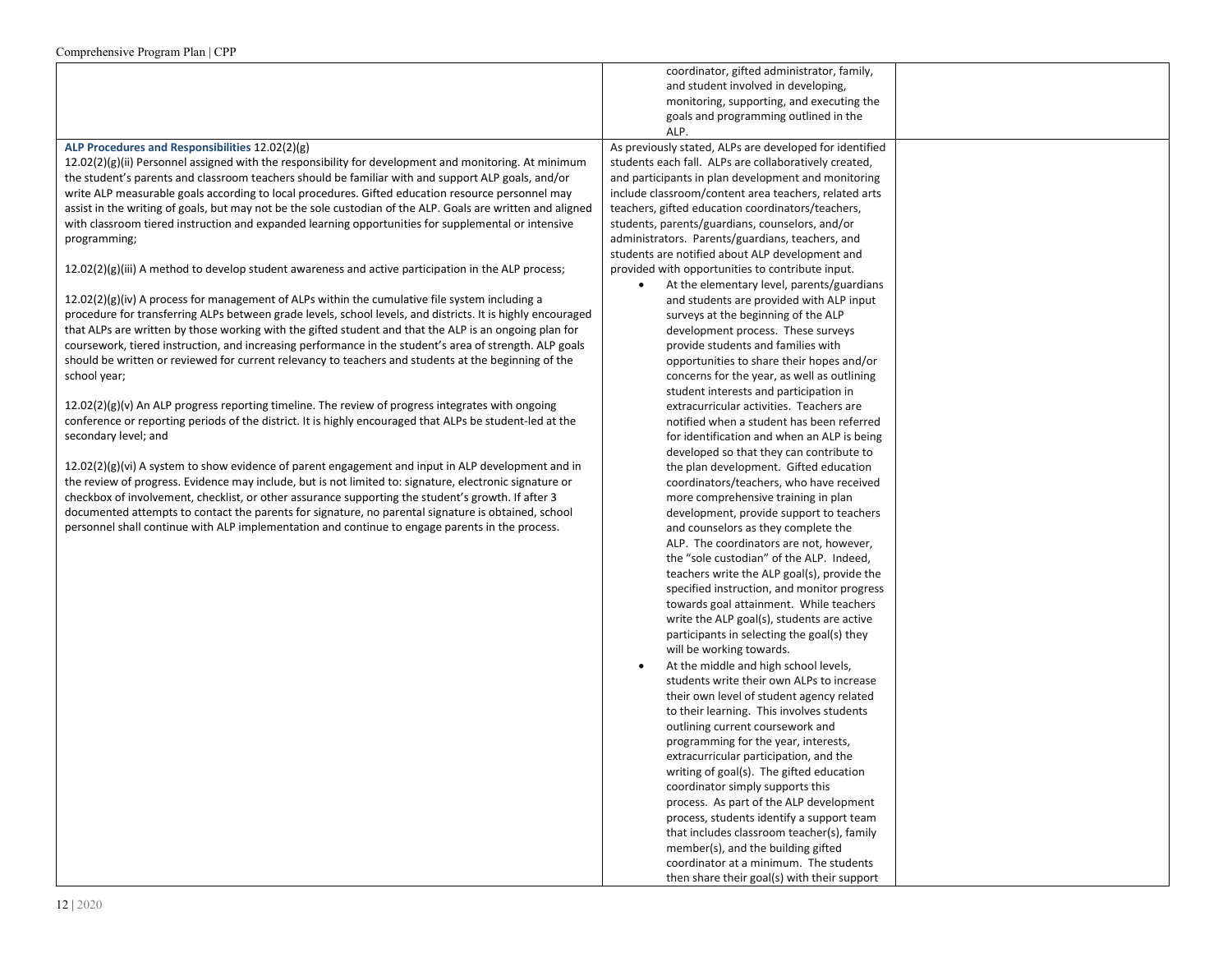| | | |
|---|---|---|
| | coordinator, gifted administrator, family, and student involved in developing, monitoring, supporting, and executing the goals and programming outlined in the ALP. | |
| **ALP Procedures and Responsibilities** 12.02(2)(g)<br><br>12.02(2)(g)(ii) Personnel assigned with the responsibility for development and monitoring. At minimum the student's parents and classroom teachers should be familiar with and support ALP goals, and/or write ALP measurable goals according to local procedures. Gifted education resource personnel may assist in the writing of goals, but may not be the sole custodian of the ALP. Goals are written and aligned with classroom tiered instruction and expanded learning opportunities for supplemental or intensive programming;<br><br>12.02(2)(g)(iii) A method to develop student awareness and active participation in the ALP process;<br><br>12.02(2)(g)(iv) A process for management of ALPs within the cumulative file system including a procedure for transferring ALPs between grade levels, school levels, and districts. It is highly encouraged that ALPs are written by those working with the gifted student and that the ALP is an ongoing plan for coursework, tiered instruction, and increasing performance in the student's area of strength. ALP goals should be written or reviewed for current relevancy to teachers and students at the beginning of the school year;<br><br>12.02(2)(g)(v) An ALP progress reporting timeline. The review of progress integrates with ongoing conference or reporting periods of the district. It is highly encouraged that ALPs be student-led at the secondary level; and<br><br>12.02(2)(g)(vi) A system to show evidence of parent engagement and input in ALP development and in the review of progress. Evidence may include, but is not limited to: signature, electronic signature or checkbox of involvement, checklist, or other assurance supporting the student's growth. If after 3 documented attempts to contact the parents for signature, no parental signature is obtained, school personnel shall continue with ALP implementation and continue to engage parents in the process. | As previously stated, ALPs are developed for identified students each fall. ALPs are collaboratively created, and participants in plan development and monitoring include classroom/content area teachers, related arts teachers, gifted education coordinators/teachers, students, parents/guardians, counselors, and/or administrators. Parents/guardians, teachers, and students are notified about ALP development and provided with opportunities to contribute input.<br><br>• At the elementary level, parents/guardians and students are provided with ALP input surveys at the beginning of the ALP development process. These surveys provide students and families with opportunities to share their hopes and/or concerns for the year, as well as outlining student interests and participation in extracurricular activities. Teachers are notified when a student has been referred for identification and when an ALP is being developed so that they can contribute to the plan development. Gifted education coordinators/teachers, who have received more comprehensive training in plan development, provide support to teachers and counselors as they complete the ALP. The coordinators are not, however, the "sole custodian" of the ALP. Indeed, teachers write the ALP goal(s), provide the specified instruction, and monitor progress towards goal attainment. While teachers write the ALP goal(s), students are active participants in selecting the goal(s) they will be working towards.<br>• At the middle and high school levels, students write their own ALPs to increase their own level of student agency related to their learning. This involves students outlining current coursework and programming for the year, interests, extracurricular participation, and the writing of goal(s). The gifted education coordinator simply supports this process. As part of the ALP development process, students identify a support team that includes classroom teacher(s), family member(s), and the building gifted coordinator at a minimum. The students then share their goal(s) with their support | |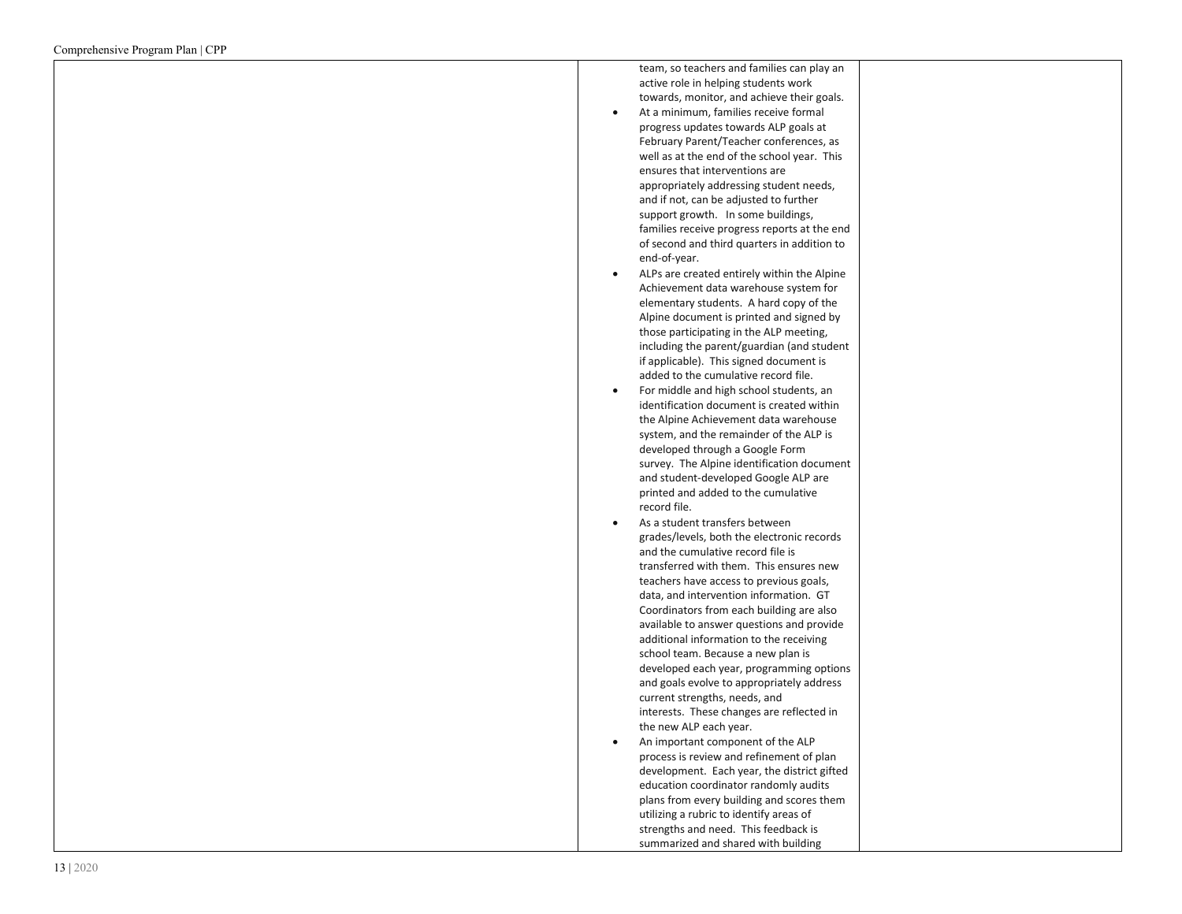| | | |
|---|---|---|
| | team, so teachers and families can play an active role in helping students work towards, monitor, and achieve their goals.<br>• At a minimum, families receive formal progress updates towards ALP goals at February Parent/Teacher conferences, as well as at the end of the school year. This ensures that interventions are appropriately addressing student needs, and if not, can be adjusted to further support growth. In some buildings, families receive progress reports at the end of second and third quarters in addition to end-of-year.<br>• ALPs are created entirely within the Alpine Achievement data warehouse system for elementary students. A hard copy of the Alpine document is printed and signed by those participating in the ALP meeting, including the parent/guardian (and student if applicable). This signed document is added to the cumulative record file.<br>• For middle and high school students, an identification document is created within the Alpine Achievement data warehouse system, and the remainder of the ALP is developed through a Google Form survey. The Alpine identification document and student-developed Google ALP are printed and added to the cumulative record file.<br>• As a student transfers between grades/levels, both the electronic records and the cumulative record file is transferred with them. This ensures new teachers have access to previous goals, data, and intervention information. GT Coordinators from each building are also available to answer questions and provide additional information to the receiving school team. Because a new plan is developed each year, programming options and goals evolve to appropriately address current strengths, needs, and interests. These changes are reflected in the new ALP each year.<br>• An important component of the ALP process is review and refinement of plan development. Each year, the district gifted education coordinator randomly audits plans from every building and scores them utilizing a rubric to identify areas of strengths and need. This feedback is summarized and shared with building | |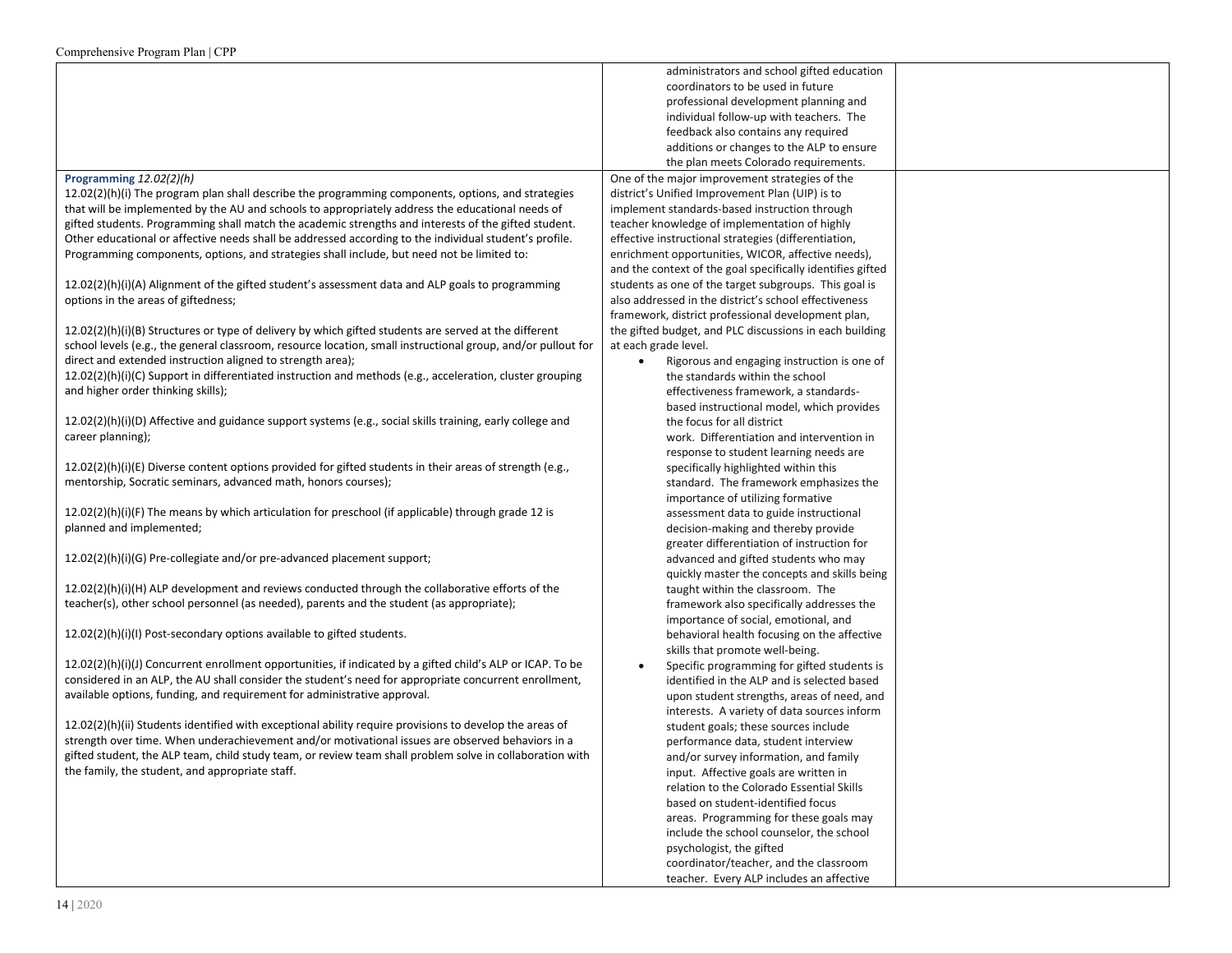| | | |
|---|---|---|
| | administrators and school gifted education coordinators to be used in future professional development planning and individual follow-up with teachers. The feedback also contains any required additions or changes to the ALP to ensure the plan meets Colorado requirements. | |
| **Programming** *12.02(2)(h)*<br>12.02(2)(h)(i) The program plan shall describe the programming components, options, and strategies that will be implemented by the AU and schools to appropriately address the educational needs of gifted students. Programming shall match the academic strengths and interests of the gifted student. Other educational or affective needs shall be addressed according to the individual student's profile. Programming components, options, and strategies shall include, but need not be limited to:<br><br>12.02(2)(h)(i)(A) Alignment of the gifted student's assessment data and ALP goals to programming options in the areas of giftedness;<br><br>12.02(2)(h)(i)(B) Structures or type of delivery by which gifted students are served at the different school levels (e.g., the general classroom, resource location, small instructional group, and/or pullout for direct and extended instruction aligned to strength area);<br>12.02(2)(h)(i)(C) Support in differentiated instruction and methods (e.g., acceleration, cluster grouping and higher order thinking skills);<br><br>12.02(2)(h)(i)(D) Affective and guidance support systems (e.g., social skills training, early college and career planning);<br><br>12.02(2)(h)(i)(E) Diverse content options provided for gifted students in their areas of strength (e.g., mentorship, Socratic seminars, advanced math, honors courses);<br><br>12.02(2)(h)(i)(F) The means by which articulation for preschool (if applicable) through grade 12 is planned and implemented;<br><br>12.02(2)(h)(i)(G) Pre-collegiate and/or pre-advanced placement support;<br><br>12.02(2)(h)(i)(H) ALP development and reviews conducted through the collaborative efforts of the teacher(s), other school personnel (as needed), parents and the student (as appropriate);<br><br>12.02(2)(h)(i)(I) Post-secondary options available to gifted students.<br><br>12.02(2)(h)(i)(J) Concurrent enrollment opportunities, if indicated by a gifted child's ALP or ICAP. To be considered in an ALP, the AU shall consider the student's need for appropriate concurrent enrollment, available options, funding, and requirement for administrative approval.<br><br>12.02(2)(h)(ii) Students identified with exceptional ability require provisions to develop the areas of strength over time. When underachievement and/or motivational issues are observed behaviors in a gifted student, the ALP team, child study team, or review team shall problem solve in collaboration with the family, the student, and appropriate staff. | One of the major improvement strategies of the district's Unified Improvement Plan (UIP) is to implement standards-based instruction through teacher knowledge of implementation of highly effective instructional strategies (differentiation, enrichment opportunities, WICOR, affective needs), and the context of the goal specifically identifies gifted students as one of the target subgroups. This goal is also addressed in the district's school effectiveness framework, district professional development plan, the gifted budget, and PLC discussions in each building at each grade level.<br>• Rigorous and engaging instruction is one of the standards within the school effectiveness framework, a standards-based instructional model, which provides the focus for all district work. Differentiation and intervention in response to student learning needs are specifically highlighted within this standard. The framework emphasizes the importance of utilizing formative assessment data to guide instructional decision-making and thereby provide greater differentiation of instruction for advanced and gifted students who may quickly master the concepts and skills being taught within the classroom. The framework also specifically addresses the importance of social, emotional, and behavioral health focusing on the affective skills that promote well-being.<br>• Specific programming for gifted students is identified in the ALP and is selected based upon student strengths, areas of need, and interests. A variety of data sources inform student goals; these sources include performance data, student interview and/or survey information, and family input. Affective goals are written in relation to the Colorado Essential Skills based on student-identified focus areas. Programming for these goals may include the school counselor, the school psychologist, the gifted coordinator/teacher, and the classroom teacher. Every ALP includes an affective | |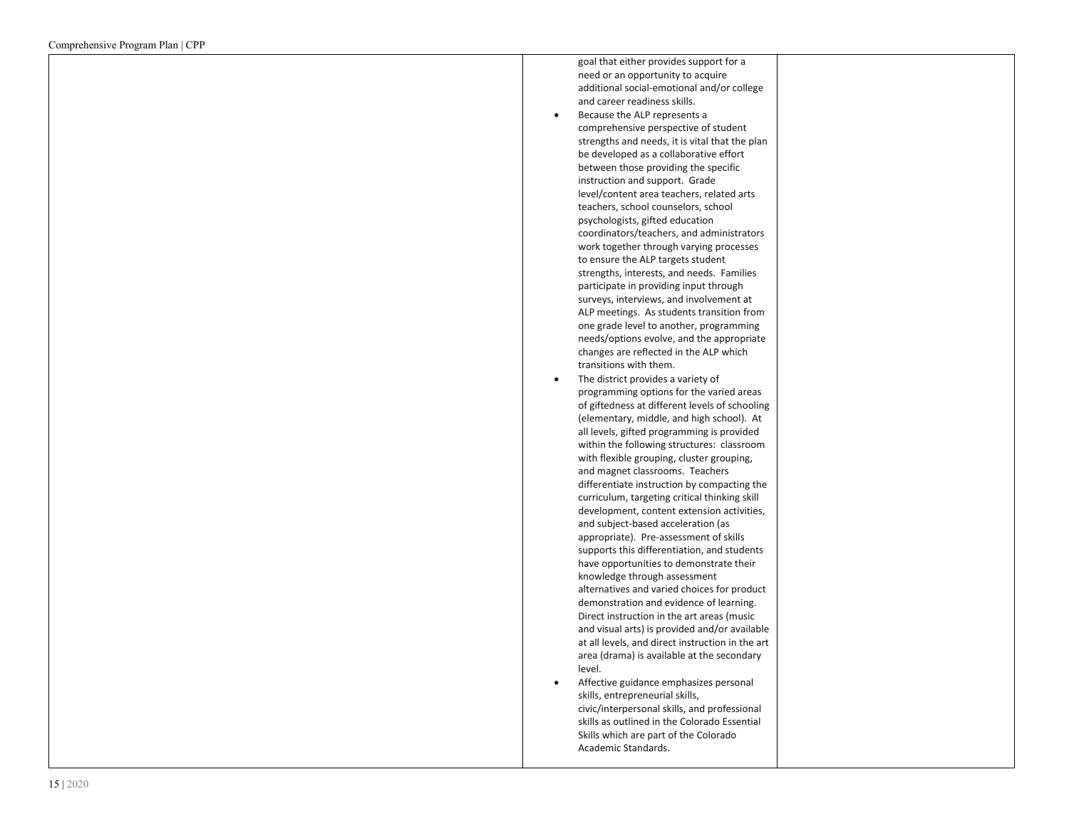| | | |
|---|---|---|
| | goal that either provides support for a need or an opportunity to acquire additional social-emotional and/or college and career readiness skills.<br>• Because the ALP represents a comprehensive perspective of student strengths and needs, it is vital that the plan be developed as a collaborative effort between those providing the specific instruction and support. Grade level/content area teachers, related arts teachers, school counselors, school psychologists, gifted education coordinators/teachers, and administrators work together through varying processes to ensure the ALP targets student strengths, interests, and needs. Families participate in providing input through surveys, interviews, and involvement at ALP meetings. As students transition from one grade level to another, programming needs/options evolve, and the appropriate changes are reflected in the ALP which transitions with them.<br>• The district provides a variety of programming options for the varied areas of giftedness at different levels of schooling (elementary, middle, and high school). At all levels, gifted programming is provided within the following structures: classroom with flexible grouping, cluster grouping, and magnet classrooms. Teachers differentiate instruction by compacting the curriculum, targeting critical thinking skill development, content extension activities, and subject-based acceleration (as appropriate). Pre-assessment of skills supports this differentiation, and students have opportunities to demonstrate their knowledge through assessment alternatives and varied choices for product demonstration and evidence of learning. Direct instruction in the art areas (music and visual arts) is provided and/or available at all levels, and direct instruction in the art area (drama) is available at the secondary level.<br>• Affective guidance emphasizes personal skills, entrepreneurial skills, civic/interpersonal skills, and professional skills as outlined in the Colorado Essential Skills which are part of the Colorado Academic Standards. | |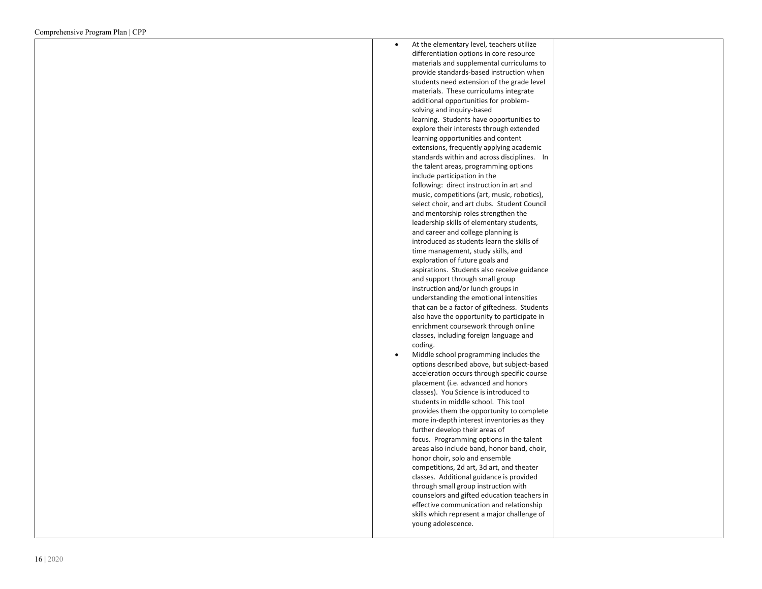| | | |
|---|---|---|
| | • At the elementary level, teachers utilize differentiation options in core resource materials and supplemental curriculums to provide standards-based instruction when students need extension of the grade level materials. These curriculums integrate additional opportunities for problem-solving and inquiry-based learning. Students have opportunities to explore their interests through extended learning opportunities and content extensions, frequently applying academic standards within and across disciplines. In the talent areas, programming options include participation in the following: direct instruction in art and music, competitions (art, music, robotics), select choir, and art clubs. Student Council and mentorship roles strengthen the leadership skills of elementary students, and career and college planning is introduced as students learn the skills of time management, study skills, and exploration of future goals and aspirations. Students also receive guidance and support through small group instruction and/or lunch groups in understanding the emotional intensities that can be a factor of giftedness. Students also have the opportunity to participate in enrichment coursework through online classes, including foreign language and coding.<br>• Middle school programming includes the options described above, but subject-based acceleration occurs through specific course placement (i.e. advanced and honors classes). You Science is introduced to students in middle school. This tool provides them the opportunity to complete more in-depth interest inventories as they further develop their areas of focus. Programming options in the talent areas also include band, honor band, choir, honor choir, solo and ensemble competitions, 2d art, 3d art, and theater classes. Additional guidance is provided through small group instruction with counselors and gifted education teachers in effective communication and relationship skills which represent a major challenge of young adolescence. | |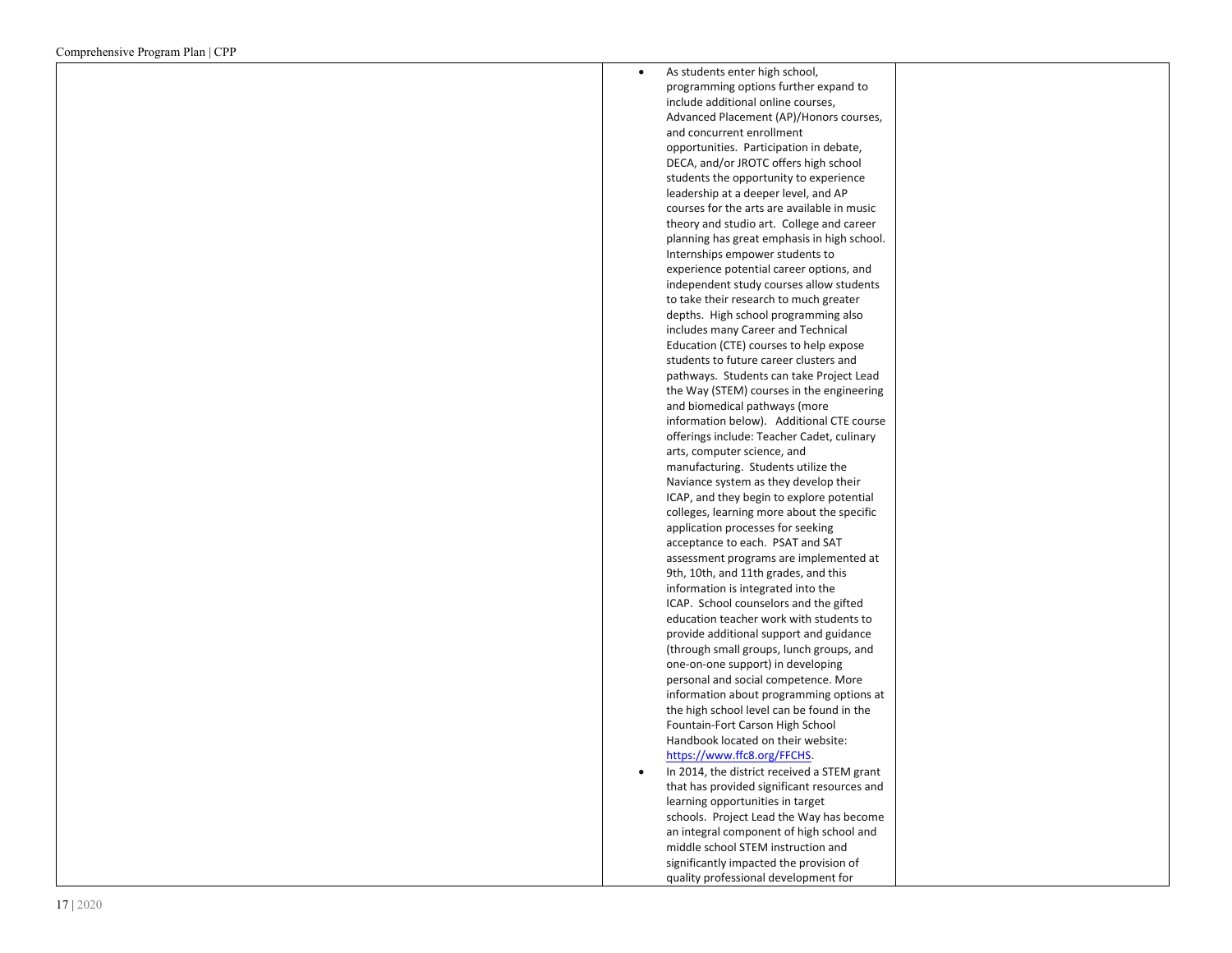| | | |
|---|---|---|
| | • As students enter high school, programming options further expand to include additional online courses, Advanced Placement (AP)/Honors courses, and concurrent enrollment opportunities. Participation in debate, DECA, and/or JROTC offers high school students the opportunity to experience leadership at a deeper level, and AP courses for the arts are available in music theory and studio art. College and career planning has great emphasis in high school. Internships empower students to experience potential career options, and independent study courses allow students to take their research to much greater depths. High school programming also includes many Career and Technical Education (CTE) courses to help expose students to future career clusters and pathways. Students can take Project Lead the Way (STEM) courses in the engineering and biomedical pathways (more information below). Additional CTE course offerings include: Teacher Cadet, culinary arts, computer science, and manufacturing. Students utilize the Naviance system as they develop their ICAP, and they begin to explore potential colleges, learning more about the specific application processes for seeking acceptance to each. PSAT and SAT assessment programs are implemented at 9th, 10th, and 11th grades, and this information is integrated into the ICAP. School counselors and the gifted education teacher work with students to provide additional support and guidance (through small groups, lunch groups, and one-on-one support) in developing personal and social competence. More information about programming options at the high school level can be found in the Fountain-Fort Carson High School Handbook located on their website: https://www.ffc8.org/FFCHS.<br>• In 2014, the district received a STEM grant that has provided significant resources and learning opportunities in target schools. Project Lead the Way has become an integral component of high school and middle school STEM instruction and significantly impacted the provision of quality professional development for | |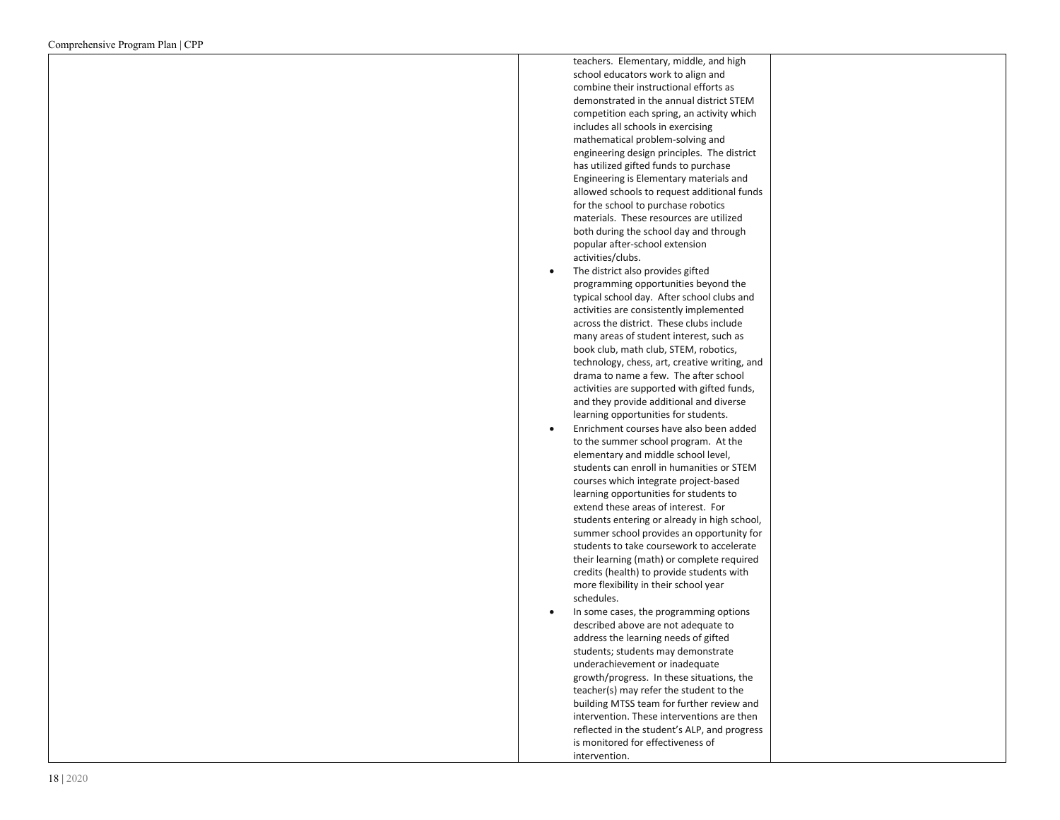| | | |
|---|---|---|
| | teachers. Elementary, middle, and high school educators work to align and combine their instructional efforts as demonstrated in the annual district STEM competition each spring, an activity which includes all schools in exercising mathematical problem-solving and engineering design principles. The district has utilized gifted funds to purchase Engineering is Elementary materials and allowed schools to request additional funds for the school to purchase robotics materials. These resources are utilized both during the school day and through popular after-school extension activities/clubs.<br>• The district also provides gifted programming opportunities beyond the typical school day. After school clubs and activities are consistently implemented across the district. These clubs include many areas of student interest, such as book club, math club, STEM, robotics, technology, chess, art, creative writing, and drama to name a few. The after school activities are supported with gifted funds, and they provide additional and diverse learning opportunities for students.<br>• Enrichment courses have also been added to the summer school program. At the elementary and middle school level, students can enroll in humanities or STEM courses which integrate project-based learning opportunities for students to extend these areas of interest. For students entering or already in high school, summer school provides an opportunity for students to take coursework to accelerate their learning (math) or complete required credits (health) to provide students with more flexibility in their school year schedules.<br>• In some cases, the programming options described above are not adequate to address the learning needs of gifted students; students may demonstrate underachievement or inadequate growth/progress. In these situations, the teacher(s) may refer the student to the building MTSS team for further review and intervention. These interventions are then reflected in the student's ALP, and progress is monitored for effectiveness of intervention. | |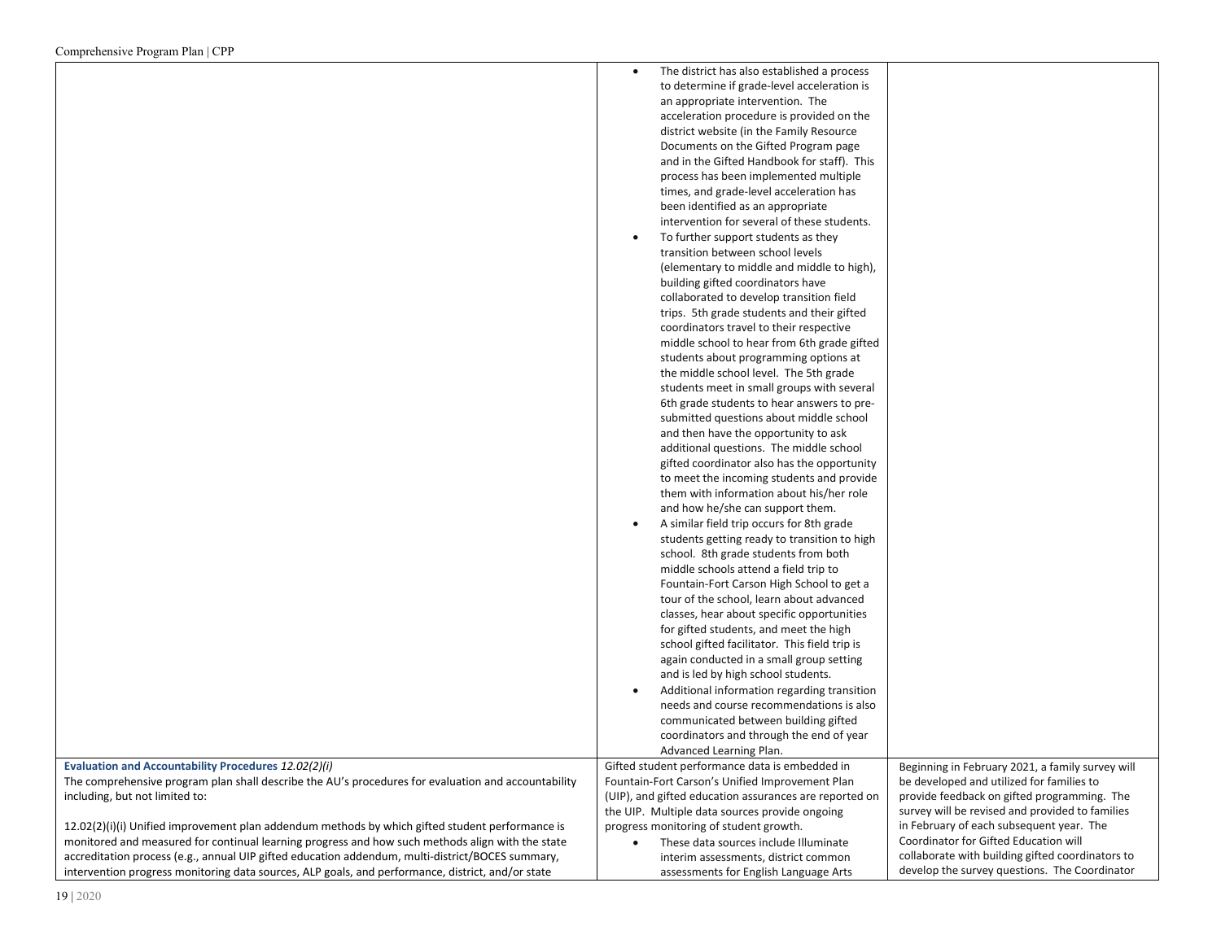| | | |
|---|---|---|
| | <ul><li>The district has also established a process to determine if grade-level acceleration is an appropriate intervention. The acceleration procedure is provided on the district website (in the Family Resource Documents on the Gifted Program page and in the Gifted Handbook for staff). This process has been implemented multiple times, and grade-level acceleration has been identified as an appropriate intervention for several of these students.</li><li>To further support students as they transition between school levels (elementary to middle and middle to high), building gifted coordinators have collaborated to develop transition field trips. 5th grade students and their gifted coordinators travel to their respective middle school to hear from 6th grade gifted students about programming options at the middle school level. The 5th grade students meet in small groups with several 6th grade students to hear answers to pre-submitted questions about middle school and then have the opportunity to ask additional questions. The middle school gifted coordinator also has the opportunity to meet the incoming students and provide them with information about his/her role and how he/she can support them.</li><li>A similar field trip occurs for 8th grade students getting ready to transition to high school. 8th grade students from both middle schools attend a field trip to Fountain-Fort Carson High School to get a tour of the school, learn about advanced classes, hear about specific opportunities for gifted students, and meet the high school gifted facilitator. This field trip is again conducted in a small group setting and is led by high school students.</li><li>Additional information regarding transition needs and course recommendations is also communicated between building gifted coordinators and through the end of year Advanced Learning Plan.</li></ul> | |
| **Evaluation and Accountability Procedures** *12.02(2)(i)*<br>The comprehensive program plan shall describe the AU's procedures for evaluation and accountability including, but not limited to:<br><br>12.02(2)(i)(i) Unified improvement plan addendum methods by which gifted student performance is monitored and measured for continual learning progress and how such methods align with the state accreditation process (e.g., annual UIP gifted education addendum, multi-district/BOCES summary, intervention progress monitoring data sources, ALP goals, and performance, district, and/or state | Gifted student performance data is embedded in Fountain-Fort Carson's Unified Improvement Plan (UIP), and gifted education assurances are reported on the UIP. Multiple data sources provide ongoing progress monitoring of student growth.<ul><li>These data sources include Illuminate interim assessments, district common assessments for English Language Arts</li></ul> | Beginning in February 2021, a family survey will be developed and utilized for families to provide feedback on gifted programming. The survey will be revised and provided to families in February of each subsequent year. The Coordinator for Gifted Education will collaborate with building gifted coordinators to develop the survey questions. The Coordinator |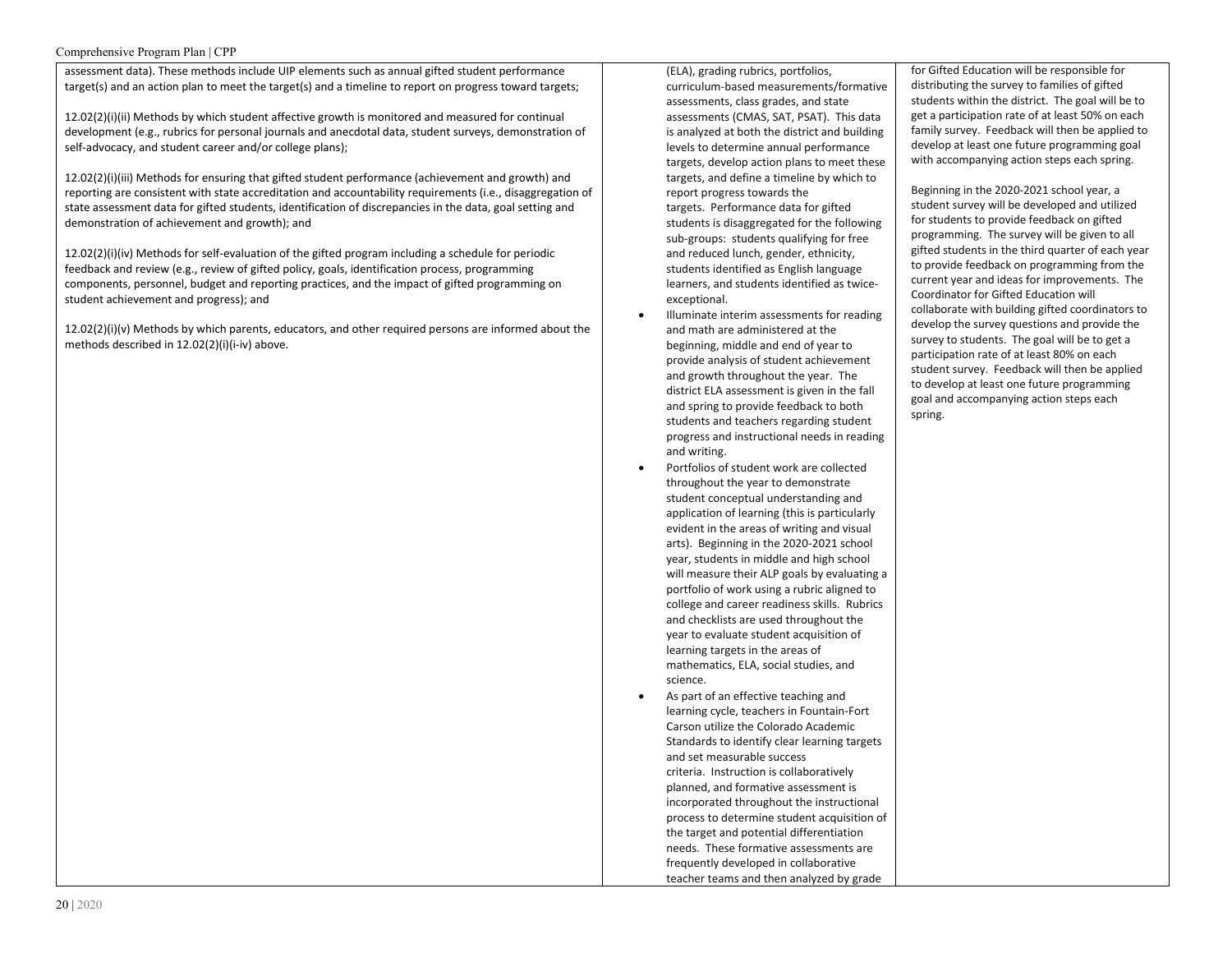| | | |
|---|---|---|
| assessment data). These methods include UIP elements such as annual gifted student performance target(s) and an action plan to meet the target(s) and a timeline to report on progress toward targets;<br><br>12.02(2)(i)(ii) Methods by which student affective growth is monitored and measured for continual development (e.g., rubrics for personal journals and anecdotal data, student surveys, demonstration of self-advocacy, and student career and/or college plans);<br><br>12.02(2)(i)(iii) Methods for ensuring that gifted student performance (achievement and growth) and reporting are consistent with state accreditation and accountability requirements (i.e., disaggregation of state assessment data for gifted students, identification of discrepancies in the data, goal setting and demonstration of achievement and growth); and<br><br>12.02(2)(i)(iv) Methods for self-evaluation of the gifted program including a schedule for periodic feedback and review (e.g., review of gifted policy, goals, identification process, programming components, personnel, budget and reporting practices, and the impact of gifted programming on student achievement and progress); and<br><br>12.02(2)(i)(v) Methods by which parents, educators, and other required persons are informed about the methods described in 12.02(2)(i)(i-iv) above. | (ELA), grading rubrics, portfolios, curriculum-based measurements/formative assessments, class grades, and state assessments (CMAS, SAT, PSAT). This data is analyzed at both the district and building levels to determine annual performance targets, develop action plans to meet these targets, and define a timeline by which to report progress towards the targets. Performance data for gifted students is disaggregated for the following sub-groups: students qualifying for free and reduced lunch, gender, ethnicity, students identified as English language learners, and students identified as twice-exceptional.<br>• Illuminate interim assessments for reading and math are administered at the beginning, middle and end of year to provide analysis of student achievement and growth throughout the year. The district ELA assessment is given in the fall and spring to provide feedback to both students and teachers regarding student progress and instructional needs in reading and writing.<br>• Portfolios of student work are collected throughout the year to demonstrate student conceptual understanding and application of learning (this is particularly evident in the areas of writing and visual arts). Beginning in the 2020-2021 school year, students in middle and high school will measure their ALP goals by evaluating a portfolio of work using a rubric aligned to college and career readiness skills. Rubrics and checklists are used throughout the year to evaluate student acquisition of learning targets in the areas of mathematics, ELA, social studies, and science.<br>• As part of an effective teaching and learning cycle, teachers in Fountain-Fort Carson utilize the Colorado Academic Standards to identify clear learning targets and set measurable success criteria. Instruction is collaboratively planned, and formative assessment is incorporated throughout the instructional process to determine student acquisition of the target and potential differentiation needs. These formative assessments are frequently developed in collaborative teacher teams and then analyzed by grade | for Gifted Education will be responsible for distributing the survey to families of gifted students within the district. The goal will be to get a participation rate of at least 50% on each family survey. Feedback will then be applied to develop at least one future programming goal with accompanying action steps each spring.<br><br>Beginning in the 2020-2021 school year, a student survey will be developed and utilized for students to provide feedback on gifted programming. The survey will be given to all gifted students in the third quarter of each year to provide feedback on programming from the current year and ideas for improvements. The Coordinator for Gifted Education will collaborate with building gifted coordinators to develop the survey questions and provide the survey to students. The goal will be to get a participation rate of at least 80% on each student survey. Feedback will then be applied to develop at least one future programming goal and accompanying action steps each spring. |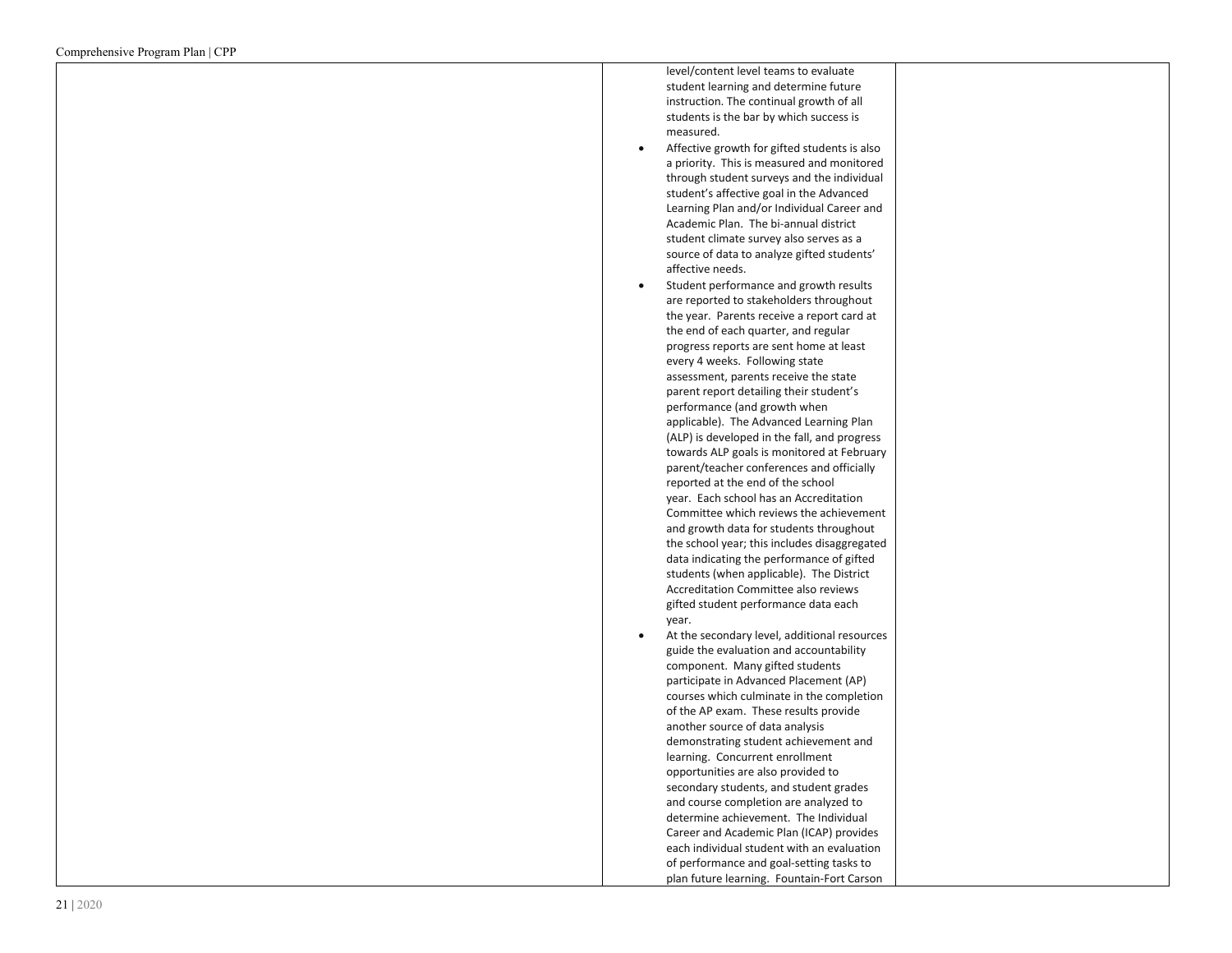| | | |
|---|---|---|
| | level/content level teams to evaluate student learning and determine future instruction. The continual growth of all students is the bar by which success is measured.<br>• Affective growth for gifted students is also a priority. This is measured and monitored through student surveys and the individual student's affective goal in the Advanced Learning Plan and/or Individual Career and Academic Plan. The bi-annual district student climate survey also serves as a source of data to analyze gifted students' affective needs.<br>• Student performance and growth results are reported to stakeholders throughout the year. Parents receive a report card at the end of each quarter, and regular progress reports are sent home at least every 4 weeks. Following state assessment, parents receive the state parent report detailing their student's performance (and growth when applicable). The Advanced Learning Plan (ALP) is developed in the fall, and progress towards ALP goals is monitored at February parent/teacher conferences and officially reported at the end of the school year. Each school has an Accreditation Committee which reviews the achievement and growth data for students throughout the school year; this includes disaggregated data indicating the performance of gifted students (when applicable). The District Accreditation Committee also reviews gifted student performance data each year.<br>• At the secondary level, additional resources guide the evaluation and accountability component. Many gifted students participate in Advanced Placement (AP) courses which culminate in the completion of the AP exam. These results provide another source of data analysis demonstrating student achievement and learning. Concurrent enrollment opportunities are also provided to secondary students, and student grades and course completion are analyzed to determine achievement. The Individual Career and Academic Plan (ICAP) provides each individual student with an evaluation of performance and goal-setting tasks to plan future learning. Fountain-Fort Carson | |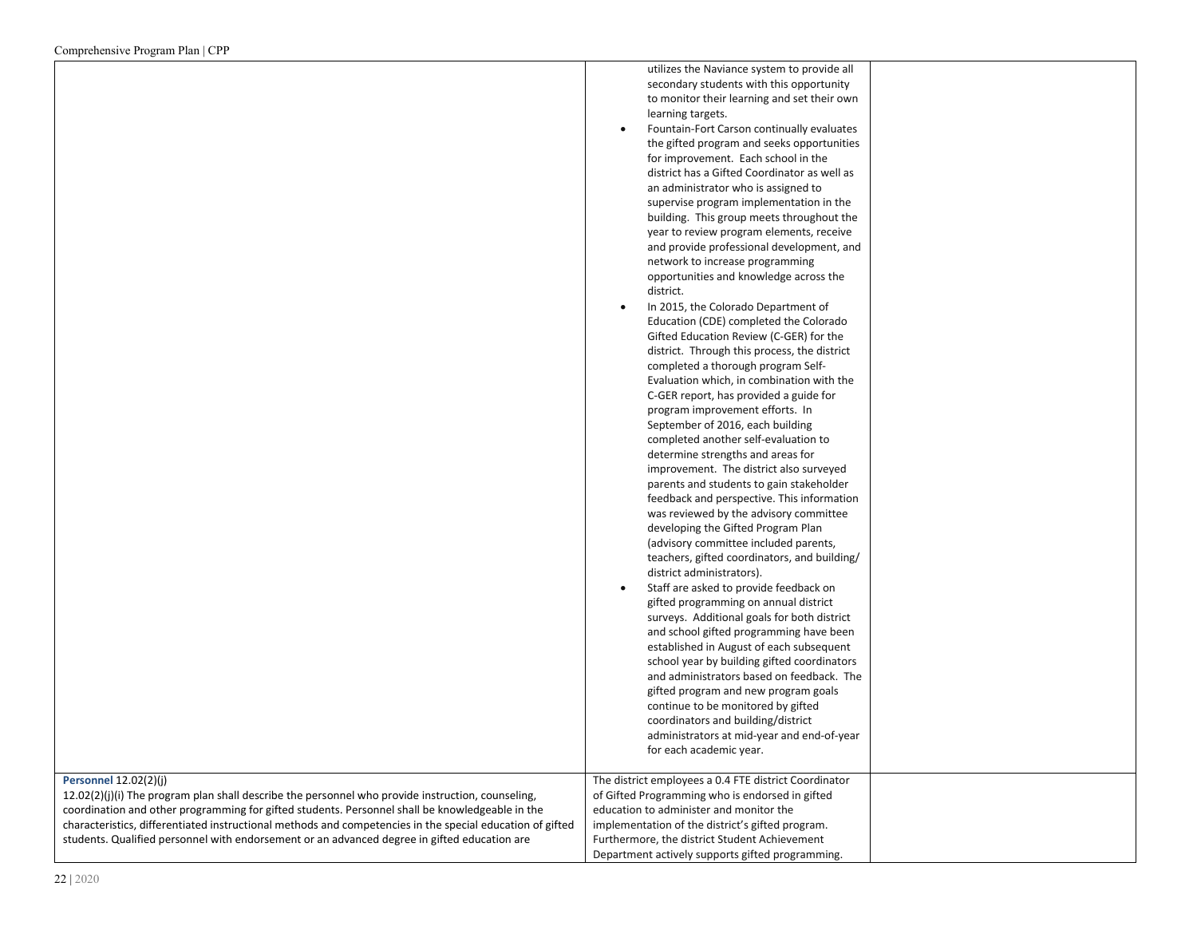| | | |
|---|---|---|
| | utilizes the Naviance system to provide all secondary students with this opportunity to monitor their learning and set their own learning targets.<br>• Fountain-Fort Carson continually evaluates the gifted program and seeks opportunities for improvement. Each school in the district has a Gifted Coordinator as well as an administrator who is assigned to supervise program implementation in the building. This group meets throughout the year to review program elements, receive and provide professional development, and network to increase programming opportunities and knowledge across the district.<br>• In 2015, the Colorado Department of Education (CDE) completed the Colorado Gifted Education Review (C-GER) for the district. Through this process, the district completed a thorough program Self-Evaluation which, in combination with the C-GER report, has provided a guide for program improvement efforts. In September of 2016, each building completed another self-evaluation to determine strengths and areas for improvement. The district also surveyed parents and students to gain stakeholder feedback and perspective. This information was reviewed by the advisory committee developing the Gifted Program Plan (advisory committee included parents, teachers, gifted coordinators, and building/ district administrators).<br>• Staff are asked to provide feedback on gifted programming on annual district surveys. Additional goals for both district and school gifted programming have been established in August of each subsequent school year by building gifted coordinators and administrators based on feedback. The gifted program and new program goals continue to be monitored by gifted coordinators and building/district administrators at mid-year and end-of-year for each academic year. | |
| **Personnel** 12.02(2)(j)<br>12.02(2)(j)(i) The program plan shall describe the personnel who provide instruction, counseling, coordination and other programming for gifted students. Personnel shall be knowledgeable in the characteristics, differentiated instructional methods and competencies in the special education of gifted students. Qualified personnel with endorsement or an advanced degree in gifted education are | The district employees a 0.4 FTE district Coordinator of Gifted Programming who is endorsed in gifted education to administer and monitor the implementation of the district's gifted program. Furthermore, the district Student Achievement Department actively supports gifted programming. | |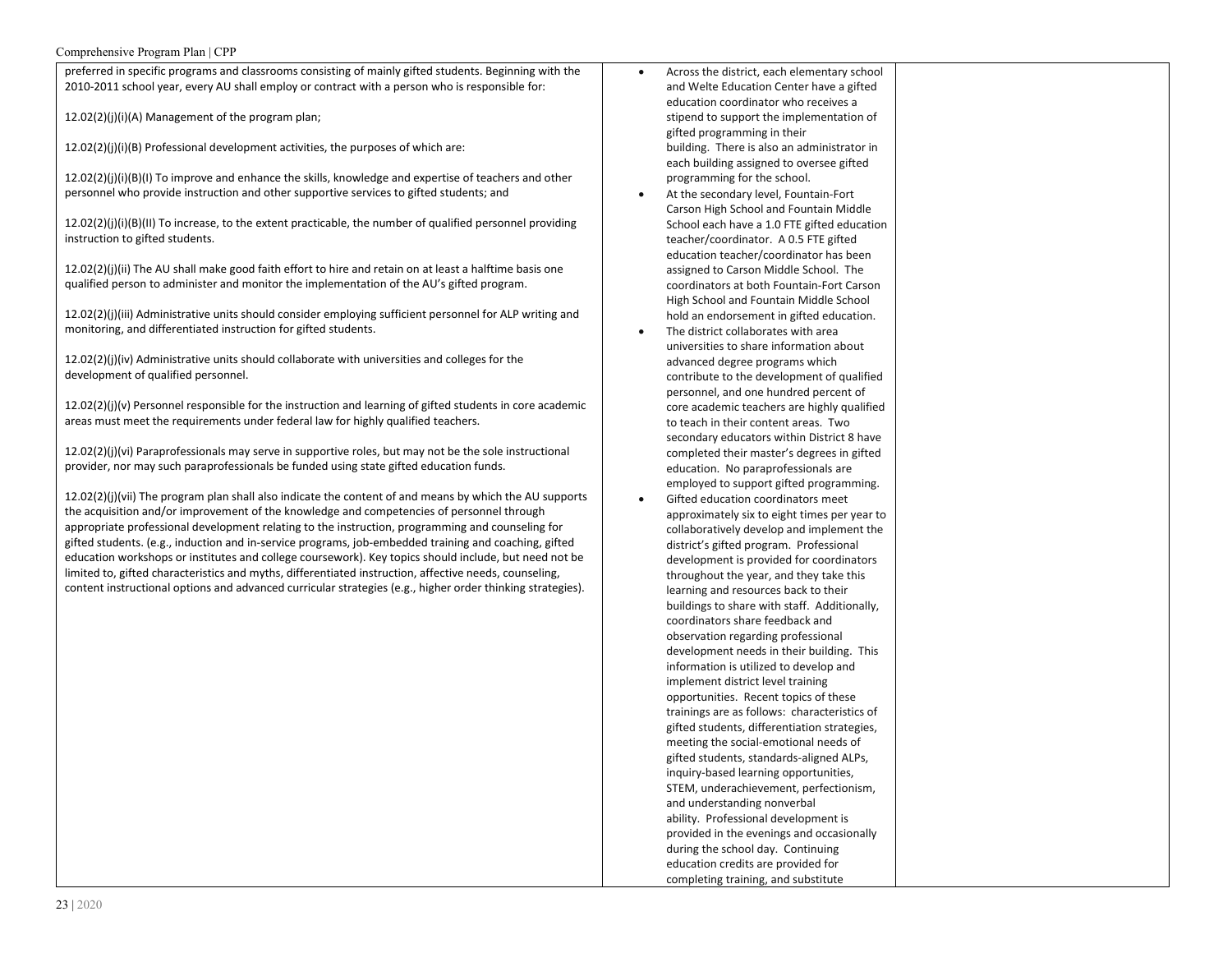| | | |
|---|---|---|
| preferred in specific programs and classrooms consisting of mainly gifted students. Beginning with the 2010-2011 school year, every AU shall employ or contract with a person who is responsible for:<br><br>12.02(2)(j)(i)(A) Management of the program plan;<br><br>12.02(2)(j)(i)(B) Professional development activities, the purposes of which are:<br><br>12.02(2)(j)(i)(B)(I) To improve and enhance the skills, knowledge and expertise of teachers and other personnel who provide instruction and other supportive services to gifted students; and<br><br>12.02(2)(j)(i)(B)(II) To increase, to the extent practicable, the number of qualified personnel providing instruction to gifted students.<br><br>12.02(2)(j)(ii) The AU shall make good faith effort to hire and retain on at least a halftime basis one qualified person to administer and monitor the implementation of the AU's gifted program.<br><br>12.02(2)(j)(iii) Administrative units should consider employing sufficient personnel for ALP writing and monitoring, and differentiated instruction for gifted students.<br><br>12.02(2)(j)(iv) Administrative units should collaborate with universities and colleges for the development of qualified personnel.<br><br>12.02(2)(j)(v) Personnel responsible for the instruction and learning of gifted students in core academic areas must meet the requirements under federal law for highly qualified teachers.<br><br>12.02(2)(j)(vi) Paraprofessionals may serve in supportive roles, but may not be the sole instructional provider, nor may such paraprofessionals be funded using state gifted education funds.<br><br>12.02(2)(j)(vii) The program plan shall also indicate the content of and means by which the AU supports the acquisition and/or improvement of the knowledge and competencies of personnel through appropriate professional development relating to the instruction, programming and counseling for gifted students. (e.g., induction and in-service programs, job-embedded training and coaching, gifted education workshops or institutes and college coursework). Key topics should include, but need not be limited to, gifted characteristics and myths, differentiated instruction, affective needs, counseling, content instructional options and advanced curricular strategies (e.g., higher order thinking strategies). | • Across the district, each elementary school and Welte Education Center have a gifted education coordinator who receives a stipend to support the implementation of gifted programming in their building. There is also an administrator in each building assigned to oversee gifted programming for the school.<br>• At the secondary level, Fountain-Fort Carson High School and Fountain Middle School each have a 1.0 FTE gifted education teacher/coordinator. A 0.5 FTE gifted education teacher/coordinator has been assigned to Carson Middle School. The coordinators at both Fountain-Fort Carson High School and Fountain Middle School hold an endorsement in gifted education.<br>• The district collaborates with area universities to share information about advanced degree programs which contribute to the development of qualified personnel, and one hundred percent of core academic teachers are highly qualified to teach in their content areas. Two secondary educators within District 8 have completed their master's degrees in gifted education. No paraprofessionals are employed to support gifted programming.<br>• Gifted education coordinators meet approximately six to eight times per year to collaboratively develop and implement the district's gifted program. Professional development is provided for coordinators throughout the year, and they take this learning and resources back to their buildings to share with staff. Additionally, coordinators share feedback and observation regarding professional development needs in their building. This information is utilized to develop and implement district level training opportunities. Recent topics of these trainings are as follows: characteristics of gifted students, differentiation strategies, meeting the social-emotional needs of gifted students, standards-aligned ALPs, inquiry-based learning opportunities, STEM, underachievement, perfectionism, and understanding nonverbal ability. Professional development is provided in the evenings and occasionally during the school day. Continuing education credits are provided for completing training, and substitute | |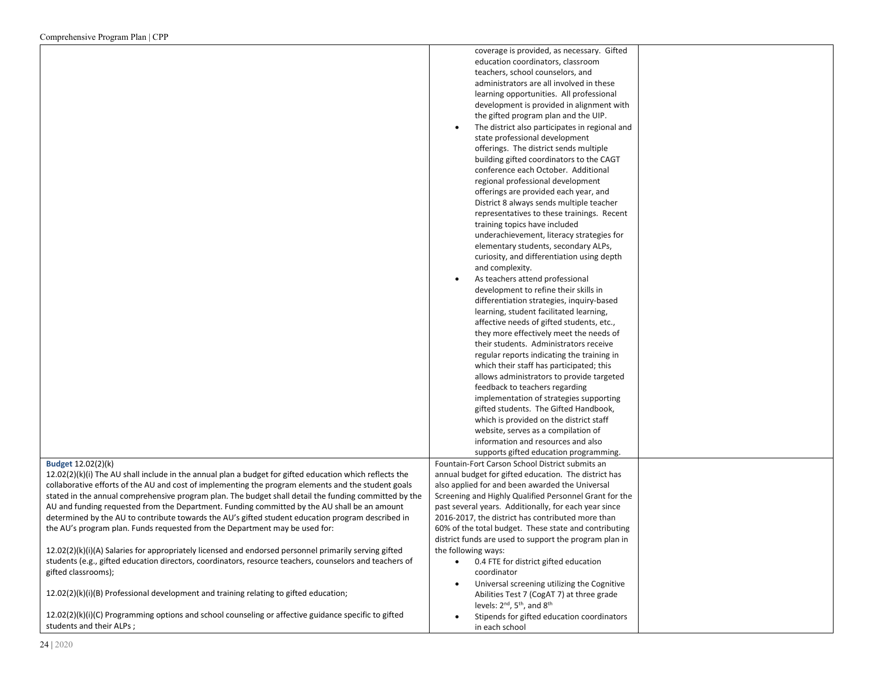| | | |
|---|---|---|
| | coverage is provided, as necessary. Gifted education coordinators, classroom teachers, school counselors, and administrators are all involved in these learning opportunities. All professional development is provided in alignment with the gifted program plan and the UIP.<br>• The district also participates in regional and state professional development offerings. The district sends multiple building gifted coordinators to the CAGT conference each October. Additional regional professional development offerings are provided each year, and District 8 always sends multiple teacher representatives to these trainings. Recent training topics have included underachievement, literacy strategies for elementary students, secondary ALPs, curiosity, and differentiation using depth and complexity.<br>• As teachers attend professional development to refine their skills in differentiation strategies, inquiry-based learning, student facilitated learning, affective needs of gifted students, etc., they more effectively meet the needs of their students. Administrators receive regular reports indicating the training in which their staff has participated; this allows administrators to provide targeted feedback to teachers regarding implementation of strategies supporting gifted students. The Gifted Handbook, which is provided on the district staff website, serves as a compilation of information and resources and also supports gifted education programming. | |
| **Budget** 12.02(2)(k)<br>12.02(2)(k)(i) The AU shall include in the annual plan a budget for gifted education which reflects the collaborative efforts of the AU and cost of implementing the program elements and the student goals stated in the annual comprehensive program plan. The budget shall detail the funding committed by the AU and funding requested from the Department. Funding committed by the AU shall be an amount determined by the AU to contribute towards the AU's gifted student education program described in the AU's program plan. Funds requested from the Department may be used for:<br><br>12.02(2)(k)(i)(A) Salaries for appropriately licensed and endorsed personnel primarily serving gifted students (e.g., gifted education directors, coordinators, resource teachers, counselors and teachers of gifted classrooms);<br><br>12.02(2)(k)(i)(B) Professional development and training relating to gifted education;<br><br>12.02(2)(k)(i)(C) Programming options and school counseling or affective guidance specific to gifted students and their ALPs ; | Fountain-Fort Carson School District submits an annual budget for gifted education. The district has also applied for and been awarded the Universal Screening and Highly Qualified Personnel Grant for the past several years. Additionally, for each year since 2016-2017, the district has contributed more than 60% of the total budget. These state and contributing district funds are used to support the program plan in the following ways:<br>• 0.4 FTE for district gifted education coordinator<br>• Universal screening utilizing the Cognitive Abilities Test 7 (CogAT 7) at three grade levels: 2nd, 5th, and 8th<br>• Stipends for gifted education coordinators in each school | |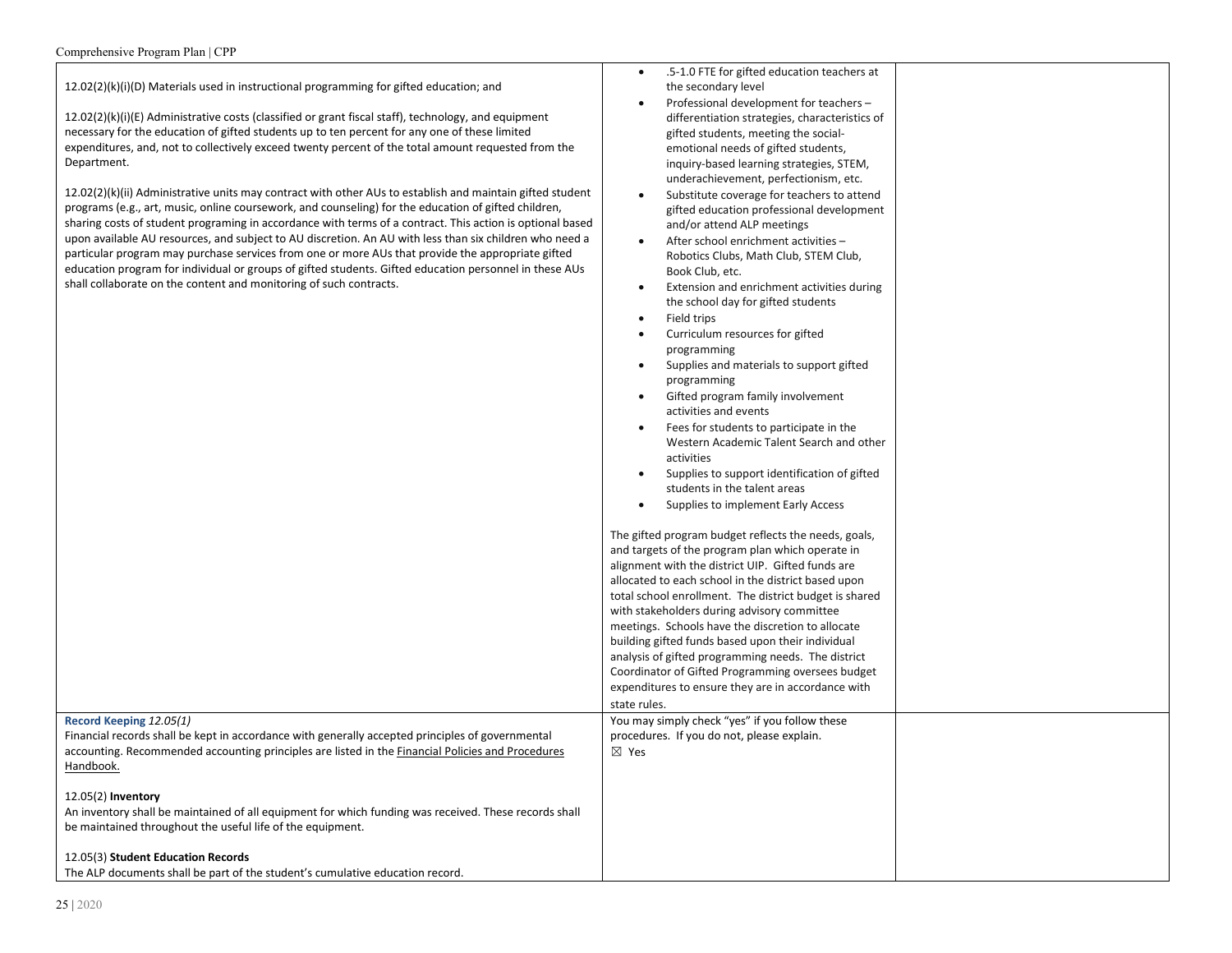| | | |
|---|---|---|
| 12.02(2)(k)(i)(D) Materials used in instructional programming for gifted education; and<br><br>12.02(2)(k)(i)(E) Administrative costs (classified or grant fiscal staff), technology, and equipment necessary for the education of gifted students up to ten percent for any one of these limited expenditures, and, not to collectively exceed twenty percent of the total amount requested from the Department.<br><br>12.02(2)(k)(ii) Administrative units may contract with other AUs to establish and maintain gifted student programs (e.g., art, music, online coursework, and counseling) for the education of gifted children, sharing costs of student programing in accordance with terms of a contract. This action is optional based upon available AU resources, and subject to AU discretion. An AU with less than six children who need a particular program may purchase services from one or more AUs that provide the appropriate gifted education program for individual or groups of gifted students. Gifted education personnel in these AUs shall collaborate on the content and monitoring of such contracts. | • .5-1.0 FTE for gifted education teachers at the secondary level<br>• Professional development for teachers – differentiation strategies, characteristics of gifted students, meeting the social-emotional needs of gifted students, inquiry-based learning strategies, STEM, underachievement, perfectionism, etc.<br>• Substitute coverage for teachers to attend gifted education professional development and/or attend ALP meetings<br>• After school enrichment activities – Robotics Clubs, Math Club, STEM Club, Book Club, etc.<br>• Extension and enrichment activities during the school day for gifted students<br>• Field trips<br>• Curriculum resources for gifted programming<br>• Supplies and materials to support gifted programming<br>• Gifted program family involvement activities and events<br>• Fees for students to participate in the Western Academic Talent Search and other activities<br>• Supplies to support identification of gifted students in the talent areas<br>• Supplies to implement Early Access<br><br>The gifted program budget reflects the needs, goals, and targets of the program plan which operate in alignment with the district UIP. Gifted funds are allocated to each school in the district based upon total school enrollment. The district budget is shared with stakeholders during advisory committee meetings. Schools have the discretion to allocate building gifted funds based upon their individual analysis of gifted programming needs. The district Coordinator of Gifted Programming oversees budget expenditures to ensure they are in accordance with state rules. | |
| **Record Keeping** *12.05(1)*<br>Financial records shall be kept in accordance with generally accepted principles of governmental accounting. Recommended accounting principles are listed in the Financial Policies and Procedures Handbook.<br><br>12.05(2) **Inventory**<br>An inventory shall be maintained of all equipment for which funding was received. These records shall be maintained throughout the useful life of the equipment.<br><br>12.05(3) **Student Education Records**<br>The ALP documents shall be part of the student's cumulative education record. | You may simply check "yes" if you follow these procedures. If you do not, please explain.<br>☒ Yes | |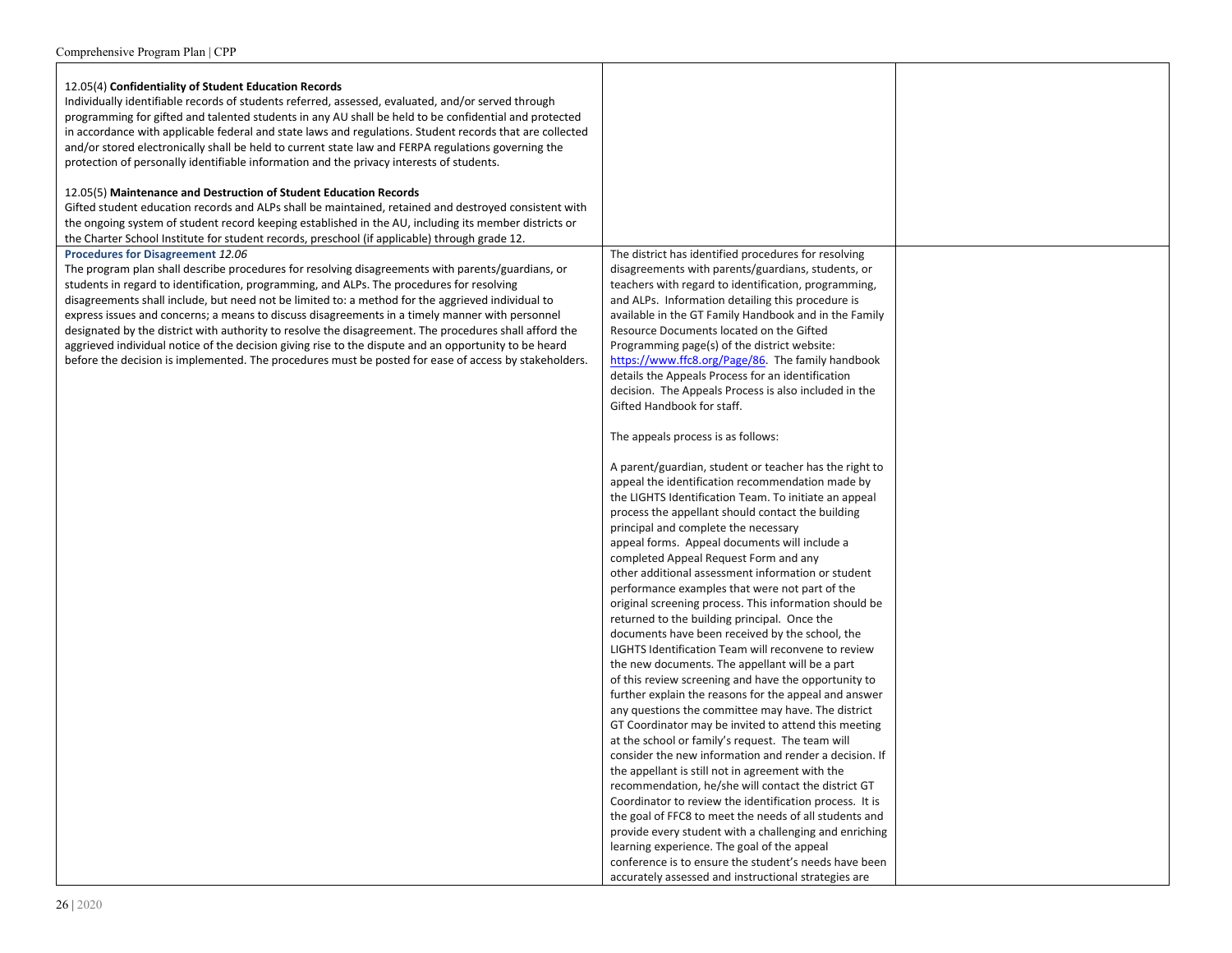| | | |
|---|---|---|
| 12.05(4) **Confidentiality of Student Education Records**<br>Individually identifiable records of students referred, assessed, evaluated, and/or served through programming for gifted and talented students in any AU shall be held to be confidential and protected in accordance with applicable federal and state laws and regulations. Student records that are collected and/or stored electronically shall be held to current state law and FERPA regulations governing the protection of personally identifiable information and the privacy interests of students.<br><br>12.05(5) **Maintenance and Destruction of Student Education Records**<br>Gifted student education records and ALPs shall be maintained, retained and destroyed consistent with the ongoing system of student record keeping established in the AU, including its member districts or the Charter School Institute for student records, preschool (if applicable) through grade 12. | | |
| **Procedures for Disagreement** *12.06*<br>The program plan shall describe procedures for resolving disagreements with parents/guardians, or students in regard to identification, programming, and ALPs. The procedures for resolving disagreements shall include, but need not be limited to: a method for the aggrieved individual to express issues and concerns; a means to discuss disagreements in a timely manner with personnel designated by the district with authority to resolve the disagreement. The procedures shall afford the aggrieved individual notice of the decision giving rise to the dispute and an opportunity to be heard before the decision is implemented. The procedures must be posted for ease of access by stakeholders. | The district has identified procedures for resolving disagreements with parents/guardians, students, or teachers with regard to identification, programming, and ALPs. Information detailing this procedure is available in the GT Family Handbook and in the Family Resource Documents located on the Gifted Programming page(s) of the district website: https://www.ffc8.org/Page/86. The family handbook details the Appeals Process for an identification decision. The Appeals Process is also included in the Gifted Handbook for staff.<br><br>The appeals process is as follows:<br><br>A parent/guardian, student or teacher has the right to appeal the identification recommendation made by the LIGHTS Identification Team. To initiate an appeal process the appellant should contact the building principal and complete the necessary appeal forms. Appeal documents will include a completed Appeal Request Form and any other additional assessment information or student performance examples that were not part of the original screening process. This information should be returned to the building principal. Once the documents have been received by the school, the LIGHTS Identification Team will reconvene to review the new documents. The appellant will be a part of this review screening and have the opportunity to further explain the reasons for the appeal and answer any questions the committee may have. The district GT Coordinator may be invited to attend this meeting at the school or family's request. The team will consider the new information and render a decision. If the appellant is still not in agreement with the recommendation, he/she will contact the district GT Coordinator to review the identification process. It is the goal of FFC8 to meet the needs of all students and provide every student with a challenging and enriching learning experience. The goal of the appeal conference is to ensure the student's needs have been accurately assessed and instructional strategies are | |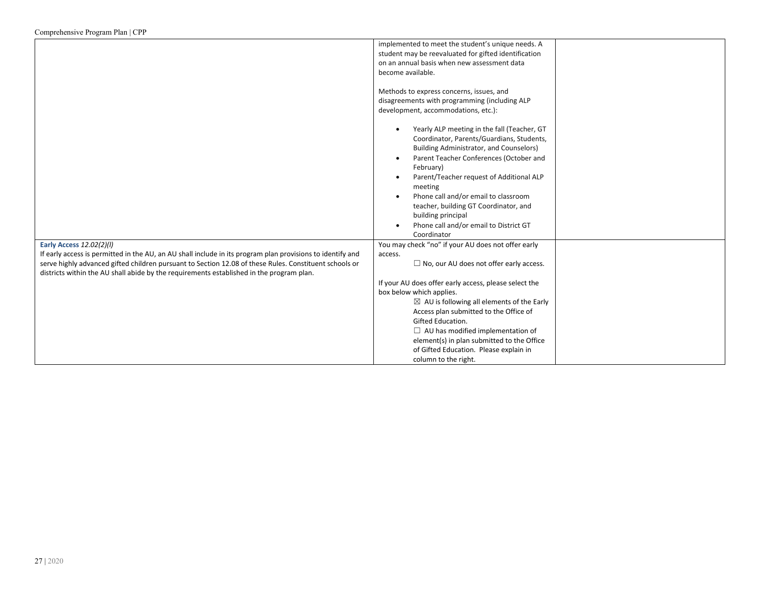| | | |
|---|---|---|
| | implemented to meet the student's unique needs. A student may be reevaluated for gifted identification on an annual basis when new assessment data become available.<br><br>Methods to express concerns, issues, and disagreements with programming (including ALP development, accommodations, etc.):<br><br>• Yearly ALP meeting in the fall (Teacher, GT Coordinator, Parents/Guardians, Students, Building Administrator, and Counselors)<br>• Parent Teacher Conferences (October and February)<br>• Parent/Teacher request of Additional ALP meeting<br>• Phone call and/or email to classroom teacher, building GT Coordinator, and building principal<br>• Phone call and/or email to District GT Coordinator | |
| **Early Access** *12.02(2)(l)*<br>If early access is permitted in the AU, an AU shall include in its program plan provisions to identify and serve highly advanced gifted children pursuant to Section 12.08 of these Rules. Constituent schools or districts within the AU shall abide by the requirements established in the program plan. | You may check "no" if your AU does not offer early access.<br>☐ No, our AU does not offer early access.<br><br>If your AU does offer early access, please select the box below which applies.<br>☒ AU is following all elements of the Early Access plan submitted to the Office of Gifted Education.<br>☐ AU has modified implementation of element(s) in plan submitted to the Office of Gifted Education. Please explain in column to the right. | |